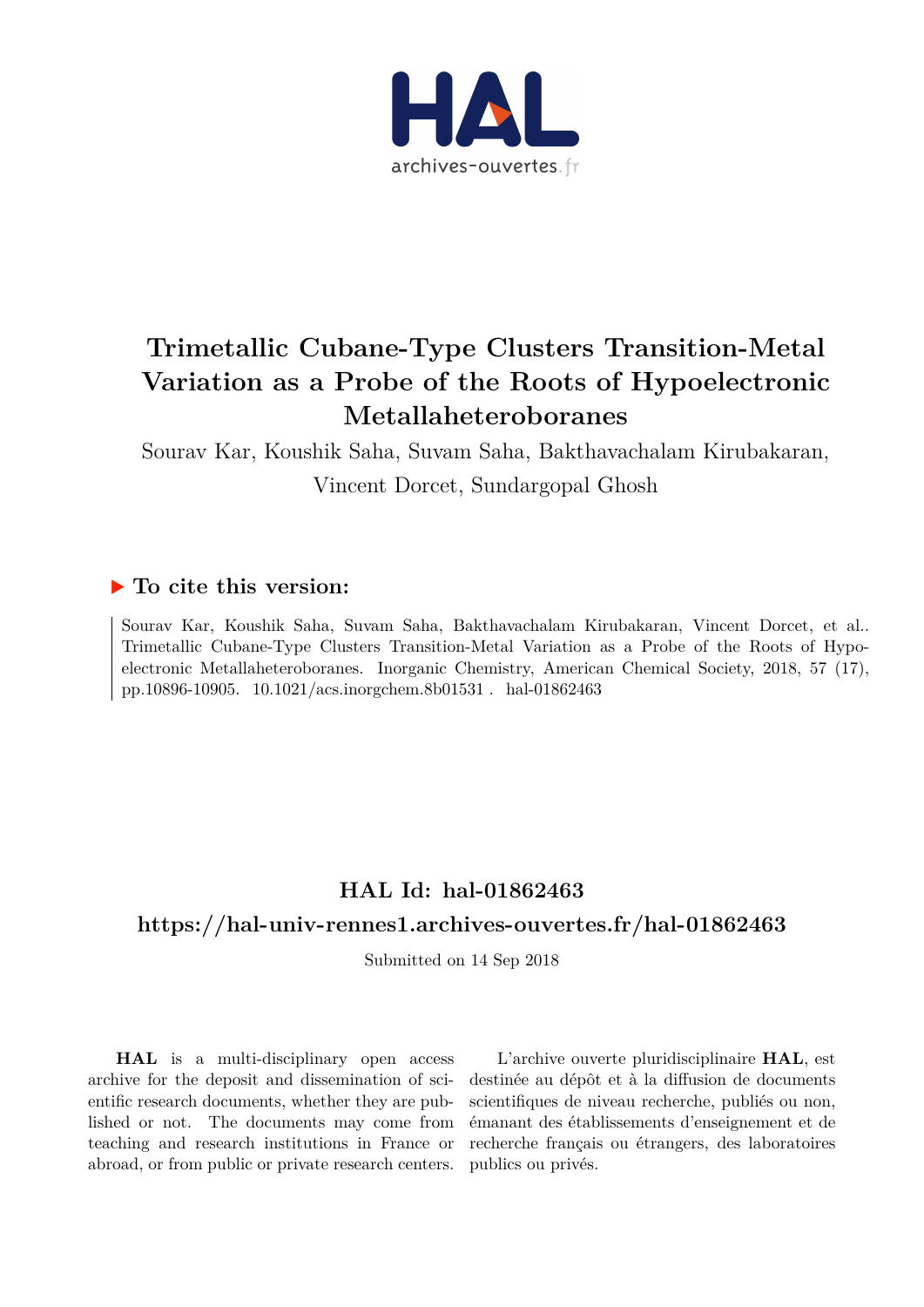# Trimetallic Cubane-Type Clusters Transition-Metal Variation as a Probe of the Roots of Hypoelectronic Metallaheteroboranes

Sourav Kar, Koushik Saha, Suvam Saha, Bakthavachalam Kirubakaran, Vincent Dorcet, Sundargopal Ghosh

## ▶ To cite this version:

Sourav Kar, Koushik Saha, Suvam Saha, Bakthavachalam Kirubakaran, Vincent Dorcet, et al.. Trimetallic Cubane-Type Clusters Transition-Metal Variation as a Probe of the Roots of Hypoelectronic Metallaheteroboranes. Inorganic Chemistry, American Chemical Society, 2018, 57 (17), pp.10896-10905. 10.1021/acs.inorgchem.8b01531 . hal-01862463

## HAL Id: hal-01862463

## https://hal-univ-rennes1.archives-ouvertes.fr/hal-01862463

Submitted on 14 Sep 2018

**HAL** is a multi-disciplinary open access archive for the deposit and dissemination of scientific research documents, whether they are published or not. The documents may come from teaching and research institutions in France or abroad, or from public or private research centers.

L'archive ouverte pluridisciplinaire **HAL**, est destinée au dépôt et à la diffusion de documents scientifiques de niveau recherche, publiés ou non, émanant des établissements d'enseignement et de recherche français ou étrangers, des laboratoires publics ou privés.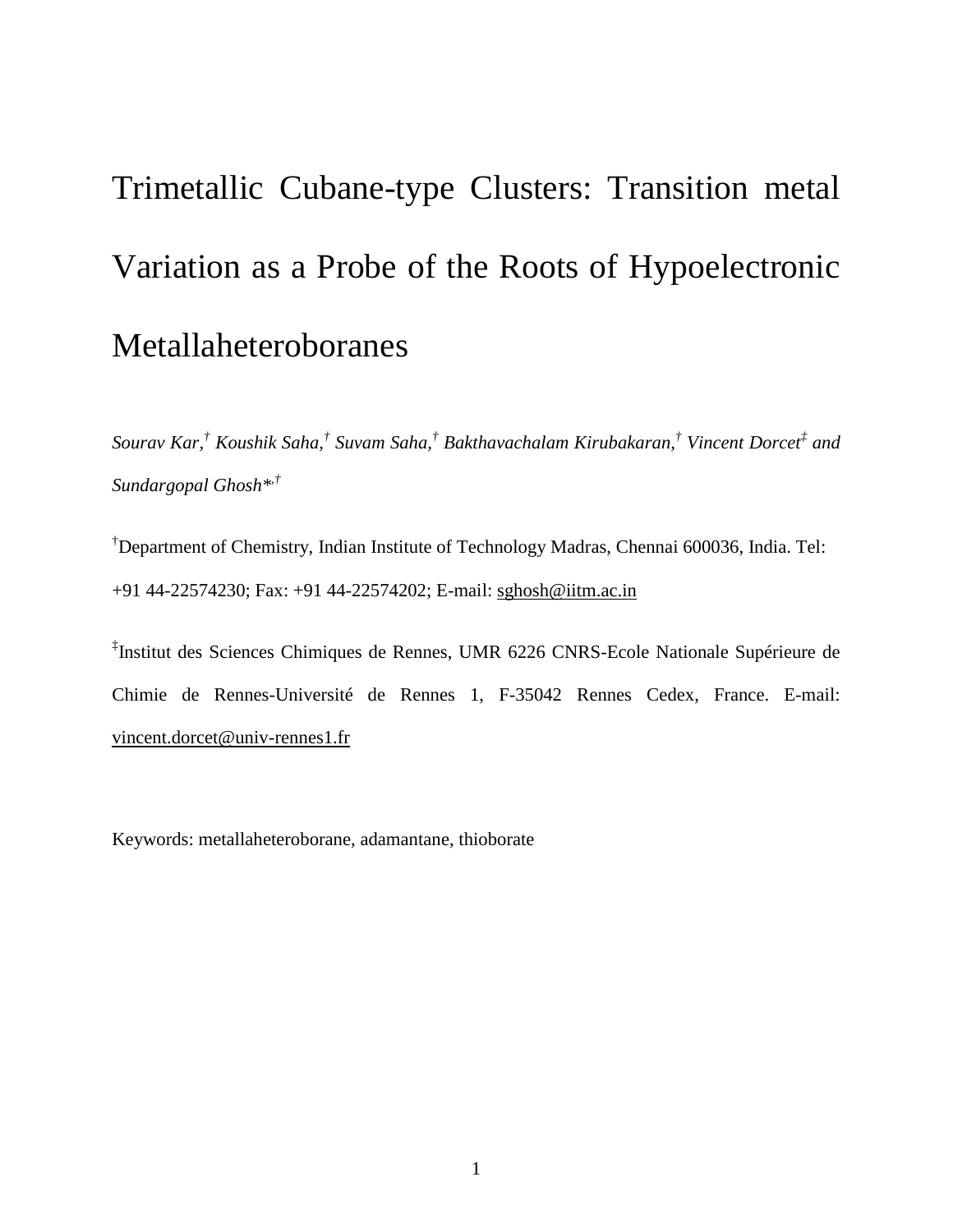# Trimetallic Cubane-type Clusters: Transition metal Variation as a Probe of the Roots of Hypoelectronic Metallaheteroboranes

*Sourav Kar,[†] Koushik Saha,[†] Suvam Saha,[†] Bakthavachalam Kirubakaran,[†] Vincent Dorcet[‡] and Sundargopal Ghosh*[\*,†]*

[†]Department of Chemistry, Indian Institute of Technology Madras, Chennai 600036, India. Tel: +91 44-22574230; Fax: +91 44-22574202; E-mail: sghosh@iitm.ac.in

[‡]Institut des Sciences Chimiques de Rennes, UMR 6226 CNRS-Ecole Nationale Supérieure de Chimie de Rennes-Université de Rennes 1, F-35042 Rennes Cedex, France. E-mail: vincent.dorcet@univ-rennes1.fr

Keywords: metallaheteroborane, adamantane, thioborate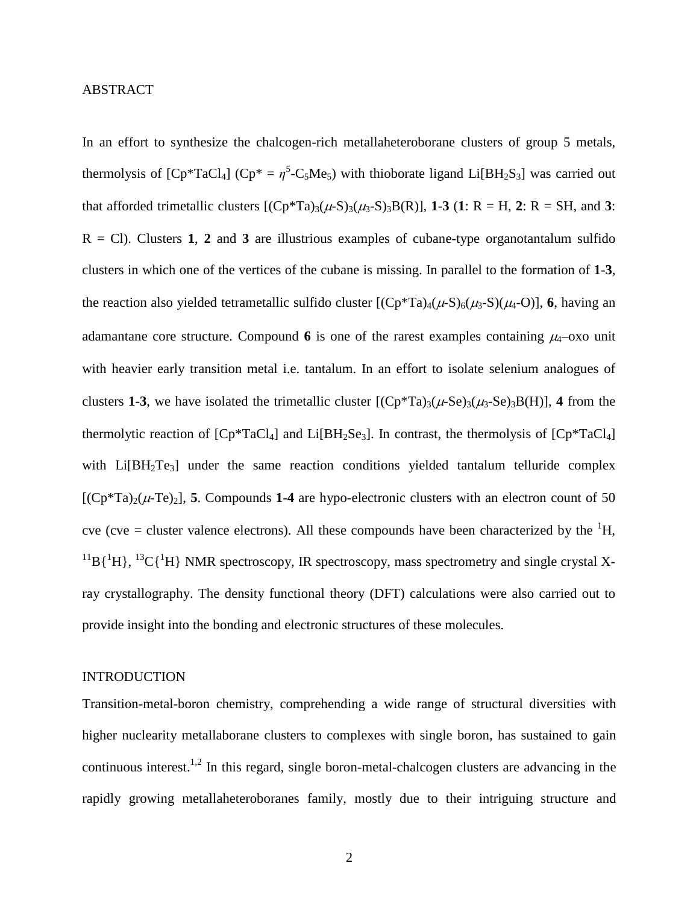## ABSTRACT

In an effort to synthesize the chalcogen-rich metallaheteroborane clusters of group 5 metals, thermolysis of [Cp*TaCl$_4$] (Cp* = $\eta^5$-C$_5$Me$_5$) with thioborate ligand Li[BH$_2$S$_3$] was carried out that afforded trimetallic clusters [(Cp*Ta)$_3$($\mu$-S)$_3$($\mu_3$-S)$_3$B(R)], **1**-**3** (**1**: R = H, **2**: R = SH, and **3**: R = Cl). Clusters **1**, **2** and **3** are illustrious examples of cubane-type organotantalum sulfido clusters in which one of the vertices of the cubane is missing. In parallel to the formation of **1**-**3**, the reaction also yielded tetrametallic sulfido cluster [(Cp*Ta)$_4$($\mu$-S)$_6$($\mu_3$-S)($\mu_4$-O)], **6**, having an adamantane core structure. Compound **6** is one of the rarest examples containing $\mu_4$–oxo unit with heavier early transition metal i.e. tantalum. In an effort to isolate selenium analogues of clusters **1**-**3**, we have isolated the trimetallic cluster [(Cp*Ta)$_3$($\mu$-Se)$_3$($\mu_3$-Se)$_3$B(H)], **4** from the thermolytic reaction of [Cp*TaCl$_4$] and Li[BH$_2$Se$_3$]. In contrast, the thermolysis of [Cp*TaCl$_4$] with Li[BH$_2$Te$_3$] under the same reaction conditions yielded tantalum telluride complex [(Cp*Ta)$_2$($\mu$-Te)$_2$], **5**. Compounds **1**-**4** are hypo-electronic clusters with an electron count of 50 cve (cve = cluster valence electrons). All these compounds have been characterized by the $^1$H, $^{11}$B{$^1$H}, $^{13}$C{$^1$H} NMR spectroscopy, IR spectroscopy, mass spectrometry and single crystal X-ray crystallography. The density functional theory (DFT) calculations were also carried out to provide insight into the bonding and electronic structures of these molecules.

## INTRODUCTION

Transition-metal-boron chemistry, comprehending a wide range of structural diversities with higher nuclearity metallaborane clusters to complexes with single boron, has sustained to gain continuous interest.[1,2] In this regard, single boron-metal-chalcogen clusters are advancing in the rapidly growing metallaheteroboranes family, mostly due to their intriguing structure and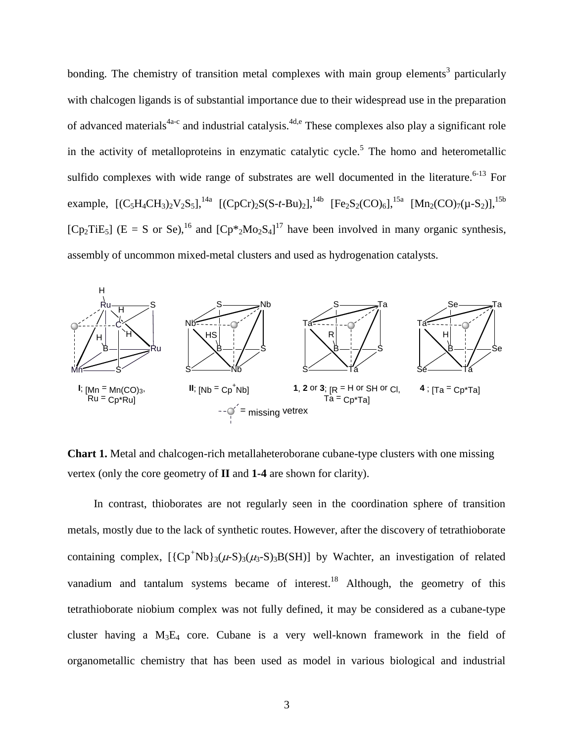bonding. The chemistry of transition metal complexes with main group elements[3] particularly with chalcogen ligands is of substantial importance due to their widespread use in the preparation of advanced materials[4a-c] and industrial catalysis.[4d,e] These complexes also play a significant role in the activity of metalloproteins in enzymatic catalytic cycle.[5] The homo and heterometallic sulfido complexes with wide range of substrates are well documented in the literature.[6-13] For example, $[(C_5H_4CH_3)_2V_2S_5]$,[14a] $[(CpCr)_2S(S\text{-}t\text{-}Bu)_2]$,[14b] $[Fe_2S_2(CO)_6]$,[15a] $[Mn_2(CO)_7(\mu\text{-}S_2)]$,[15b] $[Cp_2TiE_5]$ (E = S or Se),[16] and $[Cp^*{}_2Mo_2S_4]$[17] have been involved in many organic synthesis, assembly of uncommon mixed-metal clusters and used as hydrogenation catalysts.

**I**; [Mn = Mn(CO)$_3$, Ru = Cp*Ru] **II**; [Nb = Cp$^+$Nb] **1**, **2** or **3**; [R = H or SH or Cl, Ta = Cp*Ta] **4** ; [Ta = Cp*Ta] = missing vetrex

**Chart 1.** Metal and chalcogen-rich metallaheteroborane cubane-type clusters with one missing vertex (only the core geometry of **II** and **1-4** are shown for clarity).

In contrast, thioborates are not regularly seen in the coordination sphere of transition metals, mostly due to the lack of synthetic routes. However, after the discovery of tetrathioborate containing complex, $[\{Cp^+Nb\}_3(\mu\text{-}S)_3(\mu_3\text{-}S)_3B(SH)]$ by Wachter, an investigation of related vanadium and tantalum systems became of interest.[18] Although, the geometry of this tetrathioborate niobium complex was not fully defined, it may be considered as a cubane-type cluster having a $M_3E_4$ core. Cubane is a very well-known framework in the field of organometallic chemistry that has been used as model in various biological and industrial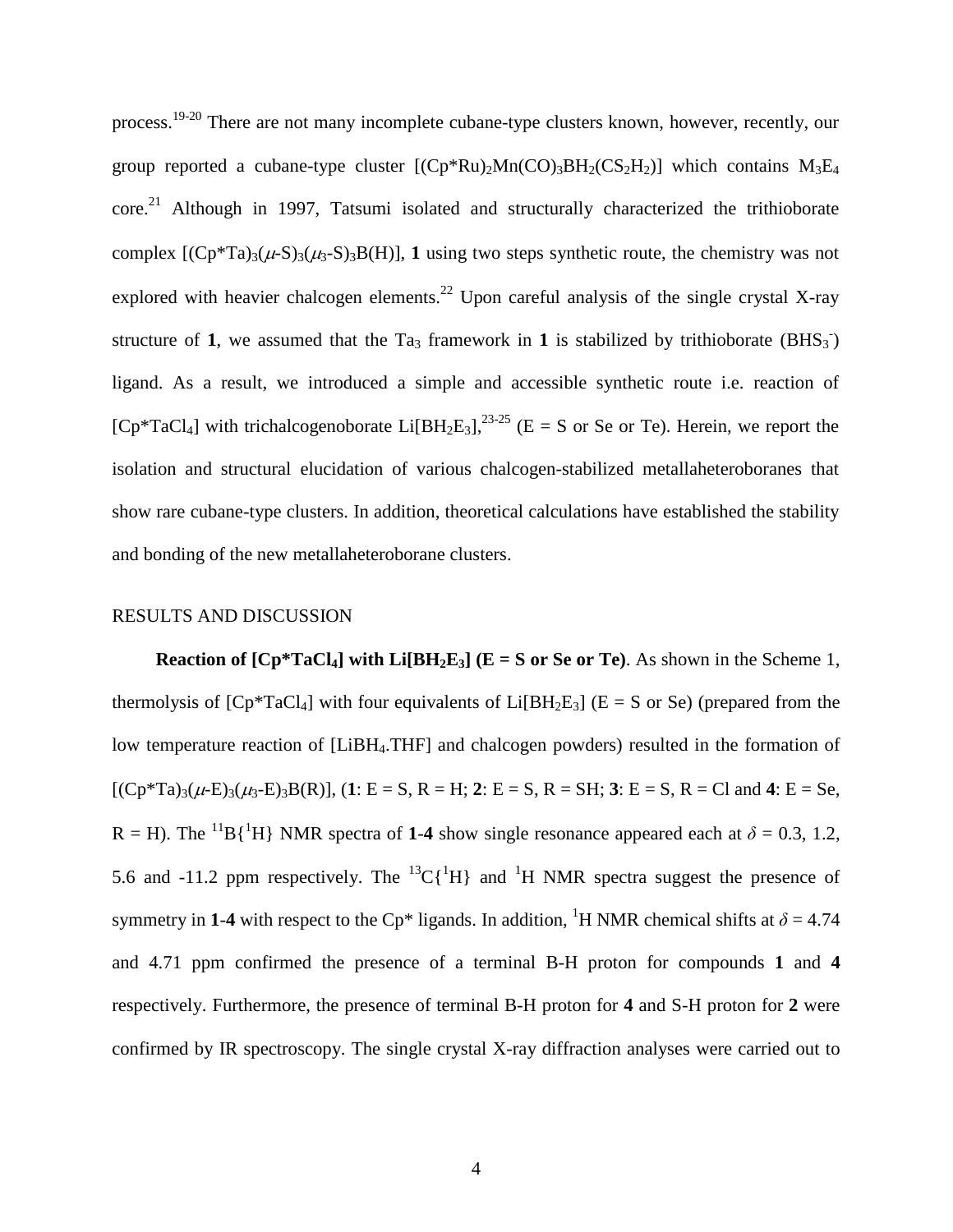process.[19-20] There are not many incomplete cubane-type clusters known, however, recently, our group reported a cubane-type cluster $[(Cp^*Ru)_2Mn(CO)_3BH_2(CS_2H_2)]$ which contains $M_3E_4$ core.[21] Although in 1997, Tatsumi isolated and structurally characterized the trithioborate complex $[(Cp^*Ta)_3(\mu\text{-}S)_3(\mu_3\text{-}S)_3B(H)]$, **1** using two steps synthetic route, the chemistry was not explored with heavier chalcogen elements.[22] Upon careful analysis of the single crystal X-ray structure of **1**, we assumed that the $Ta_3$ framework in **1** is stabilized by trithioborate ($BHS_3^-$) ligand. As a result, we introduced a simple and accessible synthetic route i.e. reaction of $[Cp^*TaCl_4]$ with trichalcogenoborate $Li[BH_2E_3]$,[23-25] (E = S or Se or Te). Herein, we report the isolation and structural elucidation of various chalcogen-stabilized metallaheteroboranes that show rare cubane-type clusters. In addition, theoretical calculations have established the stability and bonding of the new metallaheteroborane clusters.

## RESULTS AND DISCUSSION

**Reaction of $[Cp^*TaCl_4]$ with $Li[BH_2E_3]$ (E = S or Se or Te)**. As shown in the Scheme 1, thermolysis of $[Cp^*TaCl_4]$ with four equivalents of $Li[BH_2E_3]$ (E = S or Se) (prepared from the low temperature reaction of $[LiBH_4.THF]$ and chalcogen powders) resulted in the formation of $[(Cp^*Ta)_3(\mu\text{-}E)_3(\mu_3\text{-}E)_3B(R)]$, (**1**: E = S, R = H; **2**: E = S, R = SH; **3**: E = S, R = Cl and **4**: E = Se, R = H). The $^{11}B\{^1H\}$ NMR spectra of **1**-**4** show single resonance appeared each at $\delta$ = 0.3, 1.2, 5.6 and -11.2 ppm respectively. The $^{13}C\{^1H\}$ and $^1H$ NMR spectra suggest the presence of symmetry in **1**-**4** with respect to the Cp* ligands. In addition, $^1H$ NMR chemical shifts at $\delta$ = 4.74 and 4.71 ppm confirmed the presence of a terminal B-H proton for compounds **1** and **4** respectively. Furthermore, the presence of terminal B-H proton for **4** and S-H proton for **2** were confirmed by IR spectroscopy. The single crystal X-ray diffraction analyses were carried out to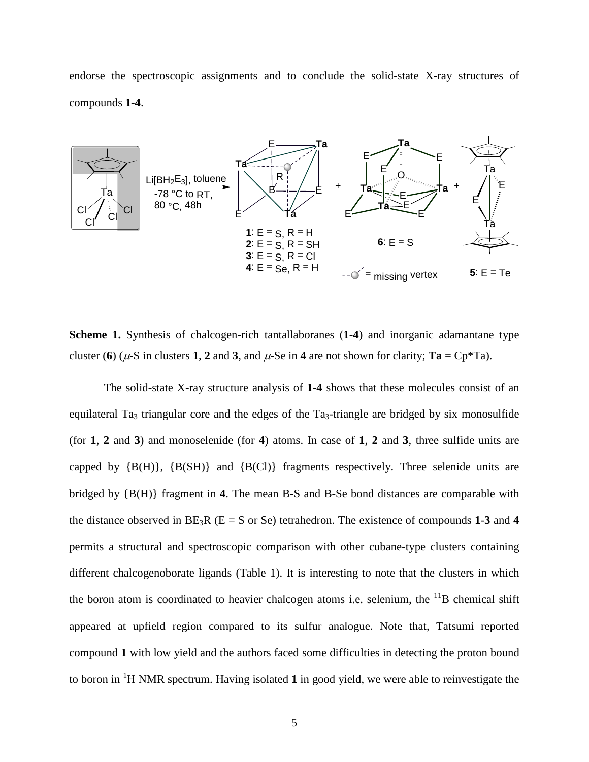endorse the spectroscopic assignments and to conclude the solid-state X-ray structures of compounds **1**-**4**.

**Scheme 1.** Synthesis of chalcogen-rich tantallaboranes (**1-4**) and inorganic adamantane type cluster (**6**) ($\mu$-S in clusters **1**, **2** and **3**, and $\mu$-Se in **4** are not shown for clarity; **Ta** = Cp*Ta).

The solid-state X-ray structure analysis of **1**-**4** shows that these molecules consist of an equilateral $Ta_3$ triangular core and the edges of the $Ta_3$-triangle are bridged by six monosulfide (for **1**, **2** and **3**) and monoselenide (for **4**) atoms. In case of **1**, **2** and **3**, three sulfide units are capped by {B(H)}, {B(SH)} and {B(Cl)} fragments respectively. Three selenide units are bridged by {B(H)} fragment in **4**. The mean B-S and B-Se bond distances are comparable with the distance observed in $BE_3R$ (E = S or Se) tetrahedron. The existence of compounds **1**-**3** and **4** permits a structural and spectroscopic comparison with other cubane-type clusters containing different chalcogenoborate ligands (Table 1). It is interesting to note that the clusters in which the boron atom is coordinated to heavier chalcogen atoms i.e. selenium, the $^{11}B$ chemical shift appeared at upfield region compared to its sulfur analogue. Note that, Tatsumi reported compound **1** with low yield and the authors faced some difficulties in detecting the proton bound to boron in $^{1}H$ NMR spectrum. Having isolated **1** in good yield, we were able to reinvestigate the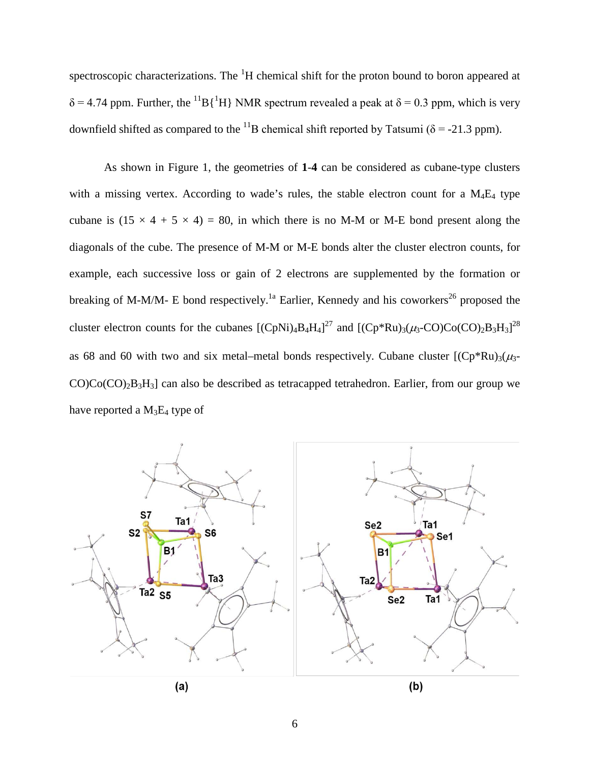spectroscopic characterizations. The $^{1}$H chemical shift for the proton bound to boron appeared at $\delta = 4.74$ ppm. Further, the $^{11}B\{^{1}H\}$ NMR spectrum revealed a peak at $\delta = 0.3$ ppm, which is very downfield shifted as compared to the $^{11}$B chemical shift reported by Tatsumi ($\delta = -21.3$ ppm).

As shown in Figure 1, the geometries of **1**-**4** can be considered as cubane-type clusters with a missing vertex. According to wade's rules, the stable electron count for a $M_4E_4$ type cubane is $(15 \times 4 + 5 \times 4) = 80$, in which there is no M-M or M-E bond present along the diagonals of the cube. The presence of M-M or M-E bonds alter the cluster electron counts, for example, each successive loss or gain of 2 electrons are supplemented by the formation or breaking of M-M/M- E bond respectively.[1a] Earlier, Kennedy and his coworkers[26] proposed the cluster electron counts for the cubanes $[(CpNi)_4B_4H_4]$[27] and $[(Cp^*Ru)_3(\mu_3\text{-}CO)Co(CO)_2B_3H_3]$[28] as 68 and 60 with two and six metal–metal bonds respectively. Cubane cluster $[(Cp^*Ru)_3(\mu_3\text{-}CO)Co(CO)_2B_3H_3]$ can also be described as tetracapped tetrahedron. Earlier, from our group we have reported a $M_3E_4$ type of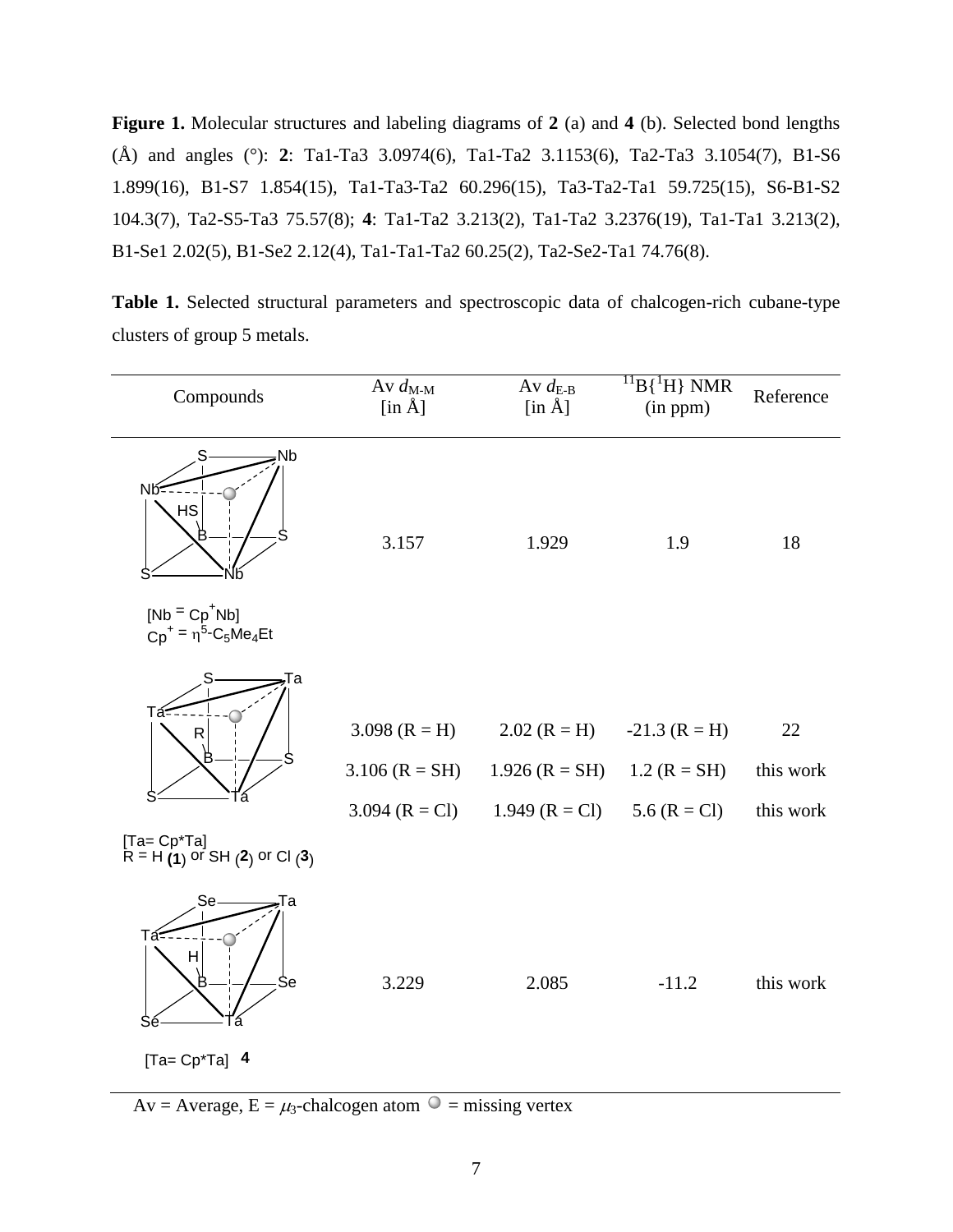**Figure 1.** Molecular structures and labeling diagrams of **2** (a) and **4** (b). Selected bond lengths (Å) and angles (°): **2**: Ta1-Ta3 3.0974(6), Ta1-Ta2 3.1153(6), Ta2-Ta3 3.1054(7), B1-S6 1.899(16), B1-S7 1.854(15), Ta1-Ta3-Ta2 60.296(15), Ta3-Ta2-Ta1 59.725(15), S6-B1-S2 104.3(7), Ta2-S5-Ta3 75.57(8); **4**: Ta1-Ta2 3.213(2), Ta1-Ta2 3.2376(19), Ta1-Ta1 3.213(2), B1-Se1 2.02(5), B1-Se2 2.12(4), Ta1-Ta1-Ta2 60.25(2), Ta2-Se2-Ta1 74.76(8).

**Table 1.** Selected structural parameters and spectroscopic data of chalcogen-rich cubane-type clusters of group 5 metals.

| Compounds | Av $d_{M\text{-}M}$ [in Å] | Av $d_{E\text{-}B}$ [in Å] | $^{11}B\{^1H\}$ NMR (in ppm) | Reference |
|---|---|---|---|---|
| [Nb = Cp$^+$Nb] Cp$^+$ = $\eta^5$-$C_5Me_4Et$ (R = SH) | 3.157 | 1.929 | 1.9 | 18 |
| [Ta= Cp*Ta] R = H (**1**) | 3.098 (R = H) | 2.02 (R = H) | -21.3 (R = H) | 22 |
| R = SH (**2**) | 3.106 (R = SH) | 1.926 (R = SH) | 1.2 (R = SH) | this work |
| R = Cl (**3**) | 3.094 (R = Cl) | 1.949 (R = Cl) | 5.6 (R = Cl) | this work |
| [Ta= Cp*Ta] **4** | 3.229 | 2.085 | -11.2 | this work |

Av = Average, E = $\mu_3$-chalcogen atom ○ = missing vertex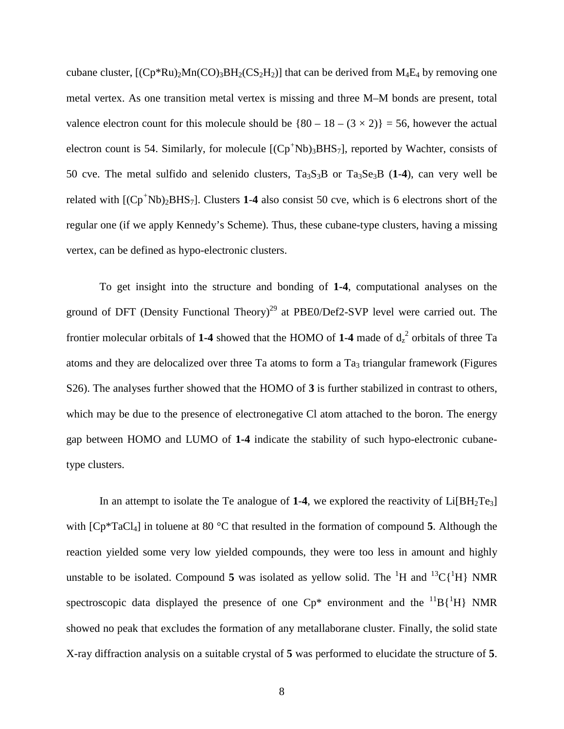cubane cluster, $[(Cp^*Ru)_2Mn(CO)_3BH_2(CS_2H_2)]$ that can be derived from $M_4E_4$ by removing one metal vertex. As one transition metal vertex is missing and three M–M bonds are present, total valence electron count for this molecule should be $\{80 - 18 - (3 \times 2)\} = 56$, however the actual electron count is 54. Similarly, for molecule $[(Cp^+Nb)_3BHS_7]$, reported by Wachter, consists of 50 cve. The metal sulfido and selenido clusters, $Ta_3S_3B$ or $Ta_3Se_3B$ (**1**-**4**), can very well be related with $[(Cp^+Nb)_2BHS_7]$. Clusters **1**-**4** also consist 50 cve, which is 6 electrons short of the regular one (if we apply Kennedy's Scheme). Thus, these cubane-type clusters, having a missing vertex, can be defined as hypo-electronic clusters.

To get insight into the structure and bonding of **1**-**4**, computational analyses on the ground of DFT (Density Functional Theory)[29] at PBE0/Def2-SVP level were carried out. The frontier molecular orbitals of **1**-**4** showed that the HOMO of **1**-**4** made of $d_z^2$ orbitals of three Ta atoms and they are delocalized over three Ta atoms to form a $Ta_3$ triangular framework (Figures S26). The analyses further showed that the HOMO of **3** is further stabilized in contrast to others, which may be due to the presence of electronegative Cl atom attached to the boron. The energy gap between HOMO and LUMO of **1**-**4** indicate the stability of such hypo-electronic cubane-type clusters.

In an attempt to isolate the Te analogue of **1**-**4**, we explored the reactivity of $Li[BH_2Te_3]$ with $[Cp^*TaCl_4]$ in toluene at 80 °C that resulted in the formation of compound **5**. Although the reaction yielded some very low yielded compounds, they were too less in amount and highly unstable to be isolated. Compound **5** was isolated as yellow solid. The $^1H$ and $^{13}C\{^1H\}$ NMR spectroscopic data displayed the presence of one Cp* environment and the $^{11}B\{^1H\}$ NMR showed no peak that excludes the formation of any metallaborane cluster. Finally, the solid state X-ray diffraction analysis on a suitable crystal of **5** was performed to elucidate the structure of **5**.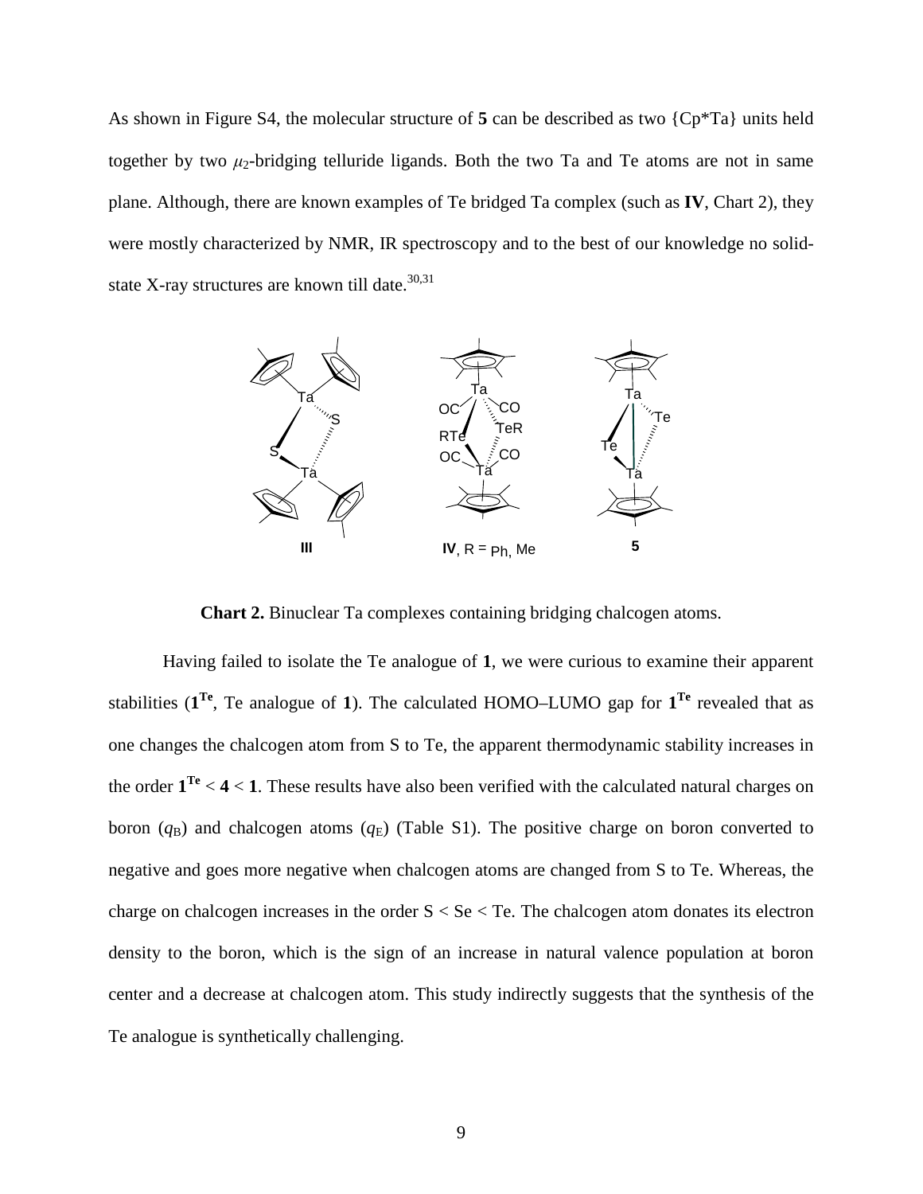As shown in Figure S4, the molecular structure of **5** can be described as two {Cp*Ta} units held together by two $\mu_2$-bridging telluride ligands. Both the two Ta and Te atoms are not in same plane. Although, there are known examples of Te bridged Ta complex (such as **IV**, Chart 2), they were mostly characterized by NMR, IR spectroscopy and to the best of our knowledge no solid-state X-ray structures are known till date.[30,31]

**Chart 2.** Binuclear Ta complexes containing bridging chalcogen atoms.

Having failed to isolate the Te analogue of **1**, we were curious to examine their apparent stabilities ($\mathbf{1^{Te}}$, Te analogue of **1**). The calculated HOMO–LUMO gap for $\mathbf{1^{Te}}$ revealed that as one changes the chalcogen atom from S to Te, the apparent thermodynamic stability increases in the order $\mathbf{1^{Te}} < \mathbf{4} < \mathbf{1}$. These results have also been verified with the calculated natural charges on boron ($q_B$) and chalcogen atoms ($q_E$) (Table S1). The positive charge on boron converted to negative and goes more negative when chalcogen atoms are changed from S to Te. Whereas, the charge on chalcogen increases in the order S < Se < Te. The chalcogen atom donates its electron density to the boron, which is the sign of an increase in natural valence population at boron center and a decrease at chalcogen atom. This study indirectly suggests that the synthesis of the Te analogue is synthetically challenging.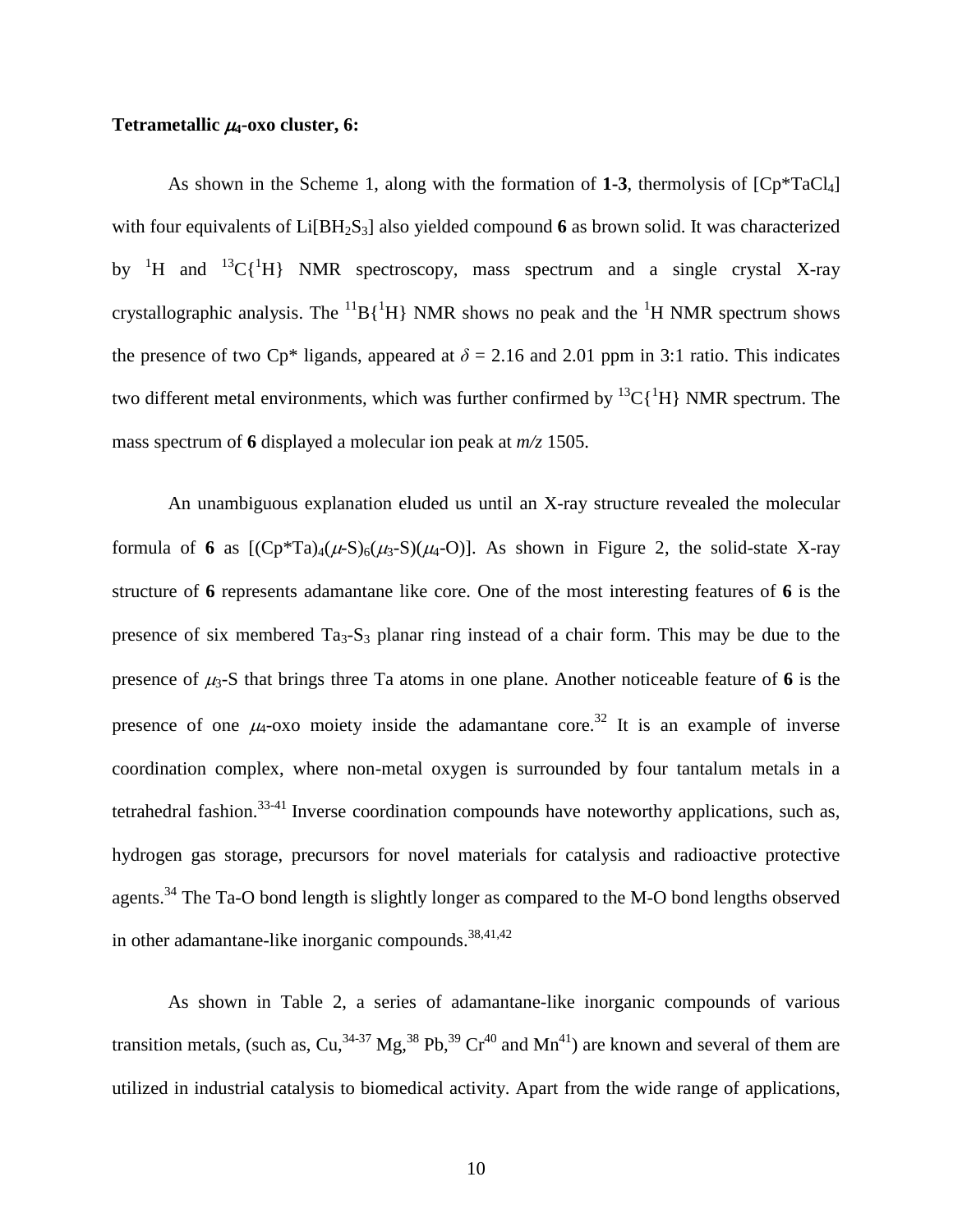**Tetrametallic $\mu_4$-oxo cluster, 6:**

As shown in the Scheme 1, along with the formation of **1-3**, thermolysis of [$Cp^*TaCl_4$] with four equivalents of Li[$BH_2S_3$] also yielded compound **6** as brown solid. It was characterized by $^1H$ and $^{13}C\{^1H\}$ NMR spectroscopy, mass spectrum and a single crystal X-ray crystallographic analysis. The $^{11}B\{^1H\}$ NMR shows no peak and the $^1H$ NMR spectrum shows the presence of two Cp* ligands, appeared at $\delta$ = 2.16 and 2.01 ppm in 3:1 ratio. This indicates two different metal environments, which was further confirmed by $^{13}C\{^1H\}$ NMR spectrum. The mass spectrum of **6** displayed a molecular ion peak at *m/z* 1505.

An unambiguous explanation eluded us until an X-ray structure revealed the molecular formula of **6** as [$(Cp^*Ta)_4(\mu\text{-}S)_6(\mu_3\text{-}S)(\mu_4\text{-}O)$]. As shown in Figure 2, the solid-state X-ray structure of **6** represents adamantane like core. One of the most interesting features of **6** is the presence of six membered $Ta_3$-$S_3$ planar ring instead of a chair form. This may be due to the presence of $\mu_3$-S that brings three Ta atoms in one plane. Another noticeable feature of **6** is the presence of one $\mu_4$-oxo moiety inside the adamantane core.[32] It is an example of inverse coordination complex, where non-metal oxygen is surrounded by four tantalum metals in a tetrahedral fashion.[33-41] Inverse coordination compounds have noteworthy applications, such as, hydrogen gas storage, precursors for novel materials for catalysis and radioactive protective agents.[34] The Ta-O bond length is slightly longer as compared to the M-O bond lengths observed in other adamantane-like inorganic compounds.[38,41,42]

As shown in Table 2, a series of adamantane-like inorganic compounds of various transition metals, (such as, Cu,[34-37] Mg,[38] Pb,[39] Cr[40] and Mn[41]) are known and several of them are utilized in industrial catalysis to biomedical activity. Apart from the wide range of applications,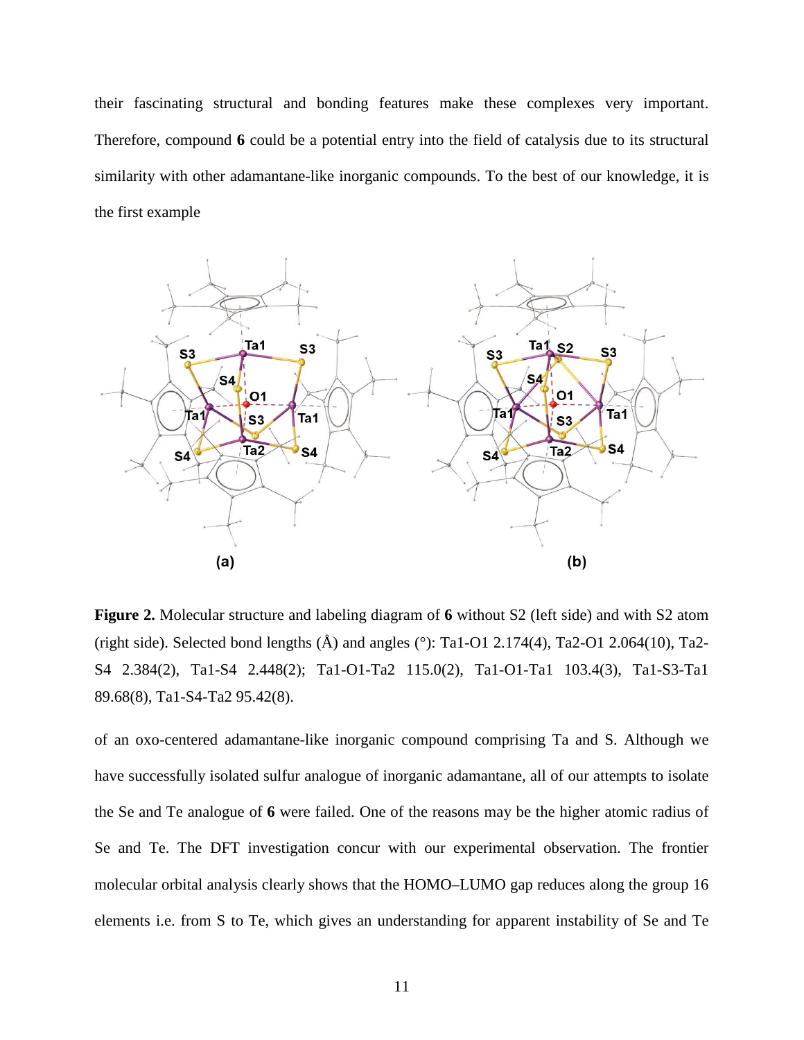their fascinating structural and bonding features make these complexes very important. Therefore, compound **6** could be a potential entry into the field of catalysis due to its structural similarity with other adamantane-like inorganic compounds. To the best of our knowledge, it is the first example

**Figure 2.** Molecular structure and labeling diagram of **6** without S2 (left side) and with S2 atom (right side). Selected bond lengths (Å) and angles (°): Ta1-O1 2.174(4), Ta2-O1 2.064(10), Ta2-S4 2.384(2), Ta1-S4 2.448(2); Ta1-O1-Ta2 115.0(2), Ta1-O1-Ta1 103.4(3), Ta1-S3-Ta1 89.68(8), Ta1-S4-Ta2 95.42(8).

of an oxo-centered adamantane-like inorganic compound comprising Ta and S. Although we have successfully isolated sulfur analogue of inorganic adamantane, all of our attempts to isolate the Se and Te analogue of **6** were failed. One of the reasons may be the higher atomic radius of Se and Te. The DFT investigation concur with our experimental observation. The frontier molecular orbital analysis clearly shows that the HOMO–LUMO gap reduces along the group 16 elements i.e. from S to Te, which gives an understanding for apparent instability of Se and Te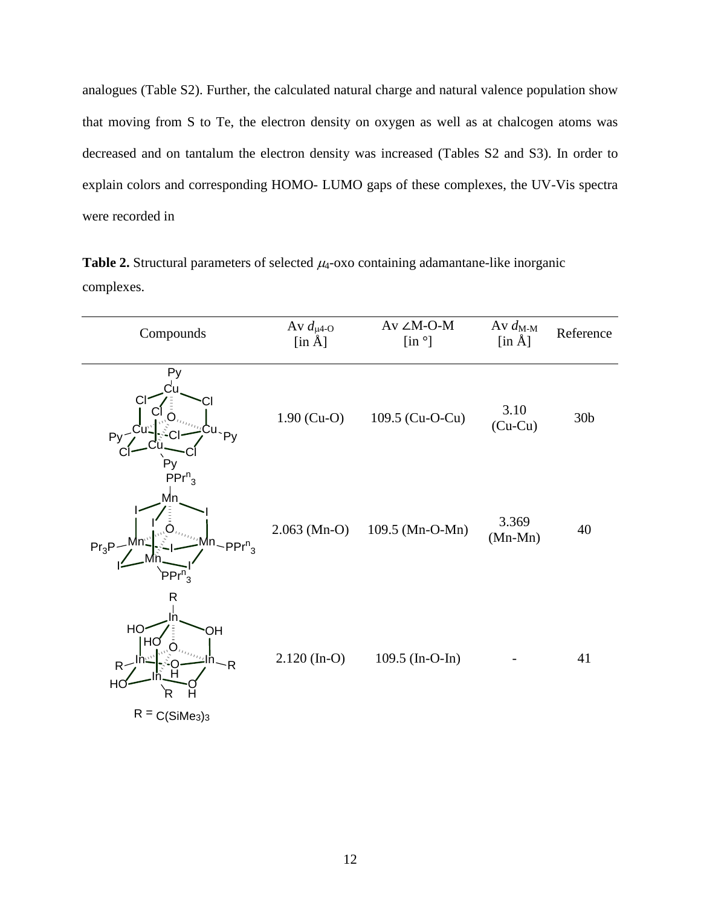analogues (Table S2). Further, the calculated natural charge and natural valence population show that moving from S to Te, the electron density on oxygen as well as at chalcogen atoms was decreased and on tantalum the electron density was increased (Tables S2 and S3). In order to explain colors and corresponding HOMO- LUMO gaps of these complexes, the UV-Vis spectra were recorded in

**Table 2.** Structural parameters of selected $\mu_4$-oxo containing adamantane-like inorganic complexes.

| Compounds | Av $d_{\mu4\text{-O}}$ [in Å] | Av ∠M-O-M [in °] | Av $d_{\text{M-M}}$ [in Å] | Reference |
|---|---|---|---|---|
| $[Cu_4OCl_6(Py)_4]$ | 1.90 (Cu-O) | 109.5 (Cu-O-Cu) | 3.10 (Cu-Cu) | 30b |
| $[Mn_4OI_6(PPr^n_3)_4]$ | 2.063 (Mn-O) | 109.5 (Mn-O-Mn) | 3.369 (Mn-Mn) | 40 |
| $[In_4O(OH)_6R_4]$, R = $C(SiMe_3)_3$ | 2.120 (In-O) | 109.5 (In-O-In) | - | 41 |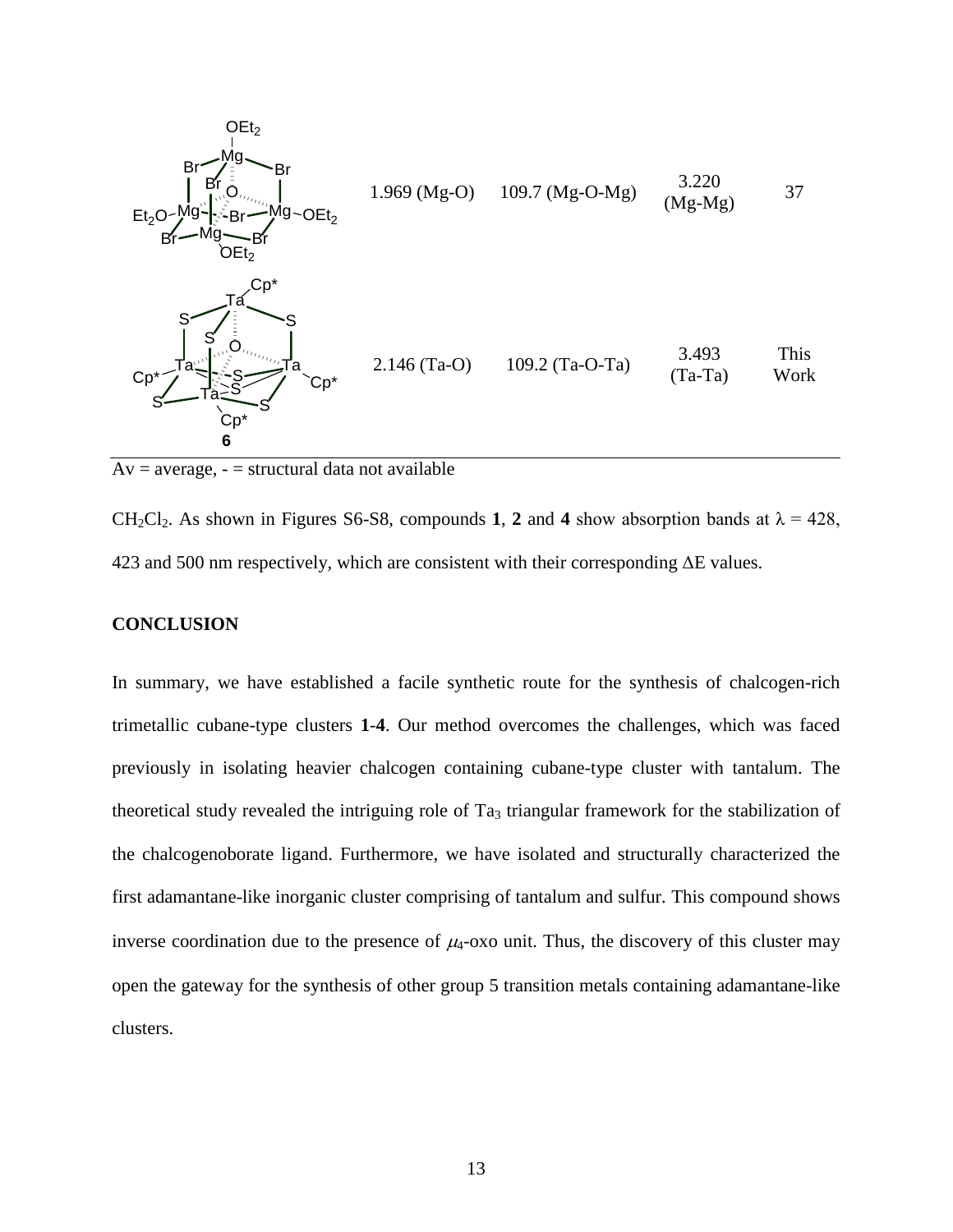| | | | | |
|---|---|---|---|---|
| $[Mg_4(\mu_4\text{-}O)Br_6(OEt_2)_4]$ | 1.969 (Mg-O) | 109.7 (Mg-O-Mg) | 3.220 (Mg-Mg) | 37 |
| **6** | 2.146 (Ta-O) | 109.2 (Ta-O-Ta) | 3.493 (Ta-Ta) | This Work |

Av = average, - = structural data not available

$CH_2Cl_2$. As shown in Figures S6-S8, compounds **1**, **2** and **4** show absorption bands at $\lambda$ = 428, 423 and 500 nm respectively, which are consistent with their corresponding $\Delta E$ values.

## CONCLUSION

In summary, we have established a facile synthetic route for the synthesis of chalcogen-rich trimetallic cubane-type clusters **1**-**4**. Our method overcomes the challenges, which was faced previously in isolating heavier chalcogen containing cubane-type cluster with tantalum. The theoretical study revealed the intriguing role of $Ta_3$ triangular framework for the stabilization of the chalcogenoborate ligand. Furthermore, we have isolated and structurally characterized the first adamantane-like inorganic cluster comprising of tantalum and sulfur. This compound shows inverse coordination due to the presence of $\mu_4$-oxo unit. Thus, the discovery of this cluster may open the gateway for the synthesis of other group 5 transition metals containing adamantane-like clusters.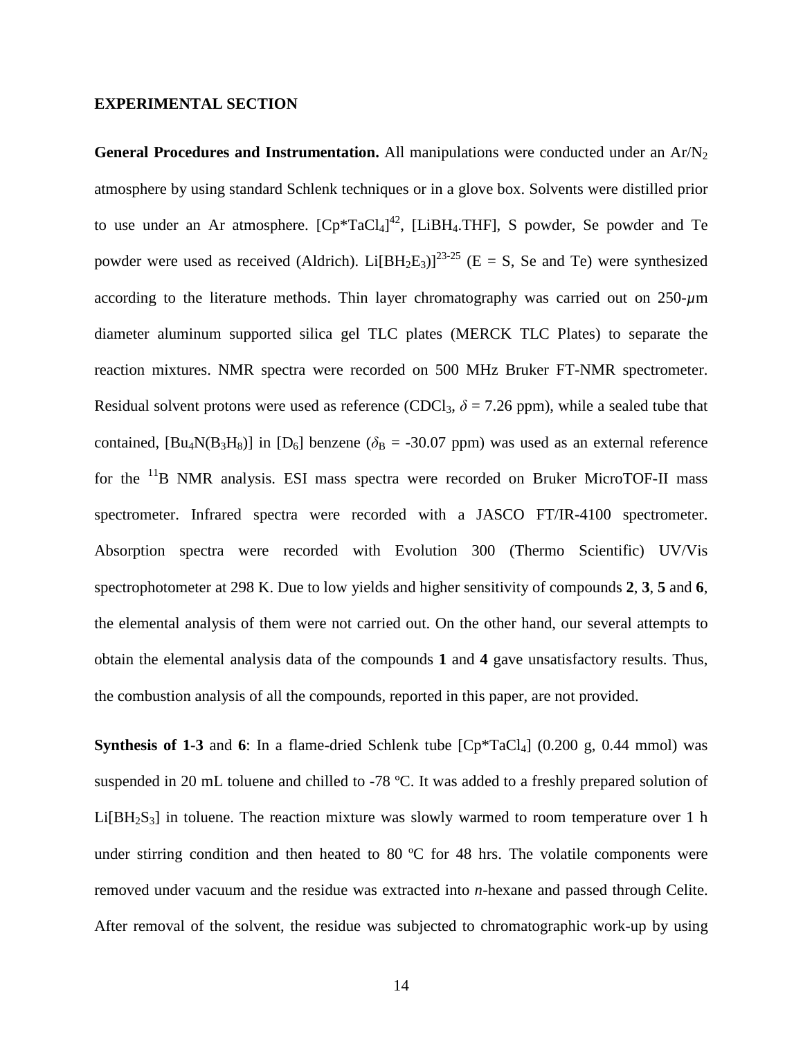## EXPERIMENTAL SECTION

**General Procedures and Instrumentation.** All manipulations were conducted under an $Ar/N_2$ atmosphere by using standard Schlenk techniques or in a glove box. Solvents were distilled prior to use under an Ar atmosphere. [$Cp^*TaCl_4$][42], [$LiBH_4$.THF], S powder, Se powder and Te powder were used as received (Aldrich). Li[$BH_2E_3$)][23-25] (E = S, Se and Te) were synthesized according to the literature methods. Thin layer chromatography was carried out on 250-$\mu$m diameter aluminum supported silica gel TLC plates (MERCK TLC Plates) to separate the reaction mixtures. NMR spectra were recorded on 500 MHz Bruker FT-NMR spectrometer. Residual solvent protons were used as reference ($CDCl_3$, $\delta$ = 7.26 ppm), while a sealed tube that contained, [$Bu_4N(B_3H_8)$] in [$D_6$] benzene ($\delta_B$ = -30.07 ppm) was used as an external reference for the $^{11}B$ NMR analysis. ESI mass spectra were recorded on Bruker MicroTOF-II mass spectrometer. Infrared spectra were recorded with a JASCO FT/IR-4100 spectrometer. Absorption spectra were recorded with Evolution 300 (Thermo Scientific) UV/Vis spectrophotometer at 298 K. Due to low yields and higher sensitivity of compounds **2**, **3**, **5** and **6**, the elemental analysis of them were not carried out. On the other hand, our several attempts to obtain the elemental analysis data of the compounds **1** and **4** gave unsatisfactory results. Thus, the combustion analysis of all the compounds, reported in this paper, are not provided.

**Synthesis of 1-3** and **6**: In a flame-dried Schlenk tube [$Cp^*TaCl_4$] (0.200 g, 0.44 mmol) was suspended in 20 mL toluene and chilled to -78 ºC. It was added to a freshly prepared solution of Li[$BH_2S_3$] in toluene. The reaction mixture was slowly warmed to room temperature over 1 h under stirring condition and then heated to 80 ºC for 48 hrs. The volatile components were removed under vacuum and the residue was extracted into *n*-hexane and passed through Celite. After removal of the solvent, the residue was subjected to chromatographic work-up by using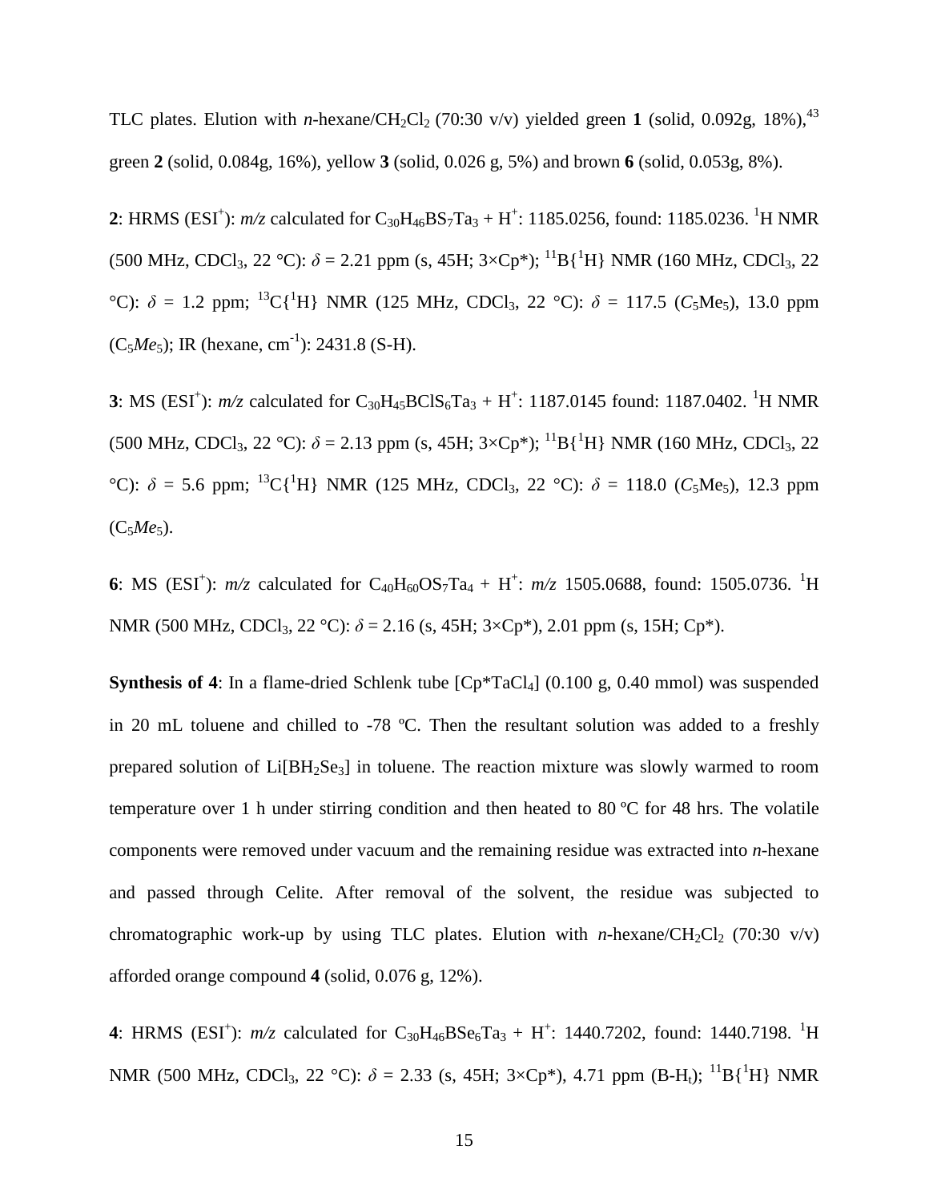TLC plates. Elution with *n*-hexane/$CH_2Cl_2$ (70:30 v/v) yielded green **1** (solid, 0.092g, 18%),[43] green **2** (solid, 0.084g, 16%), yellow **3** (solid, 0.026 g, 5%) and brown **6** (solid, 0.053g, 8%).

**2**: HRMS (ESI$^+$): *m/z* calculated for $C_{30}H_{46}BS_7Ta_3$ + $H^+$: 1185.0256, found: 1185.0236. $^1$H NMR (500 MHz, $CDCl_3$, 22 °C): $\delta$ = 2.21 ppm (s, 45H; 3×Cp*); $^{11}$B{$^1$H} NMR (160 MHz, $CDCl_3$, 22 °C): $\delta$ = 1.2 ppm; $^{13}$C{$^1$H} NMR (125 MHz, $CDCl_3$, 22 °C): $\delta$ = 117.5 ($C_5$Me$_5$), 13.0 ppm (C$_5$*Me*$_5$); IR (hexane, cm$^{-1}$): 2431.8 (S-H).

**3**: MS (ESI$^+$): *m/z* calculated for $C_{30}H_{45}BClS_6Ta_3$ + $H^+$: 1187.0145 found: 1187.0402. $^1$H NMR (500 MHz, $CDCl_3$, 22 °C): $\delta$ = 2.13 ppm (s, 45H; 3×Cp*); $^{11}$B{$^1$H} NMR (160 MHz, $CDCl_3$, 22 °C): $\delta$ = 5.6 ppm; $^{13}$C{$^1$H} NMR (125 MHz, $CDCl_3$, 22 °C): $\delta$ = 118.0 ($C_5$Me$_5$), 12.3 ppm (C$_5$*Me*$_5$).

**6**: MS (ESI$^+$): *m/z* calculated for $C_{40}H_{60}OS_7Ta_4$ + $H^+$: *m/z* 1505.0688, found: 1505.0736. $^1$H NMR (500 MHz, $CDCl_3$, 22 °C): $\delta$ = 2.16 (s, 45H; 3×Cp*), 2.01 ppm (s, 15H; Cp*).

**Synthesis of 4**: In a flame-dried Schlenk tube [Cp*$TaCl_4$] (0.100 g, 0.40 mmol) was suspended in 20 mL toluene and chilled to -78 ºC. Then the resultant solution was added to a freshly prepared solution of Li[$BH_2Se_3$] in toluene. The reaction mixture was slowly warmed to room temperature over 1 h under stirring condition and then heated to 80 ºC for 48 hrs. The volatile components were removed under vacuum and the remaining residue was extracted into *n*-hexane and passed through Celite. After removal of the solvent, the residue was subjected to chromatographic work-up by using TLC plates. Elution with *n*-hexane/$CH_2Cl_2$ (70:30 v/v) afforded orange compound **4** (solid, 0.076 g, 12%).

**4**: HRMS (ESI$^+$): *m/z* calculated for $C_{30}H_{46}BSe_6Ta_3$ + $H^+$: 1440.7202, found: 1440.7198. $^1$H NMR (500 MHz, $CDCl_3$, 22 °C): $\delta$ = 2.33 (s, 45H; 3×Cp*), 4.71 ppm (B-H$_t$); $^{11}$B{$^1$H} NMR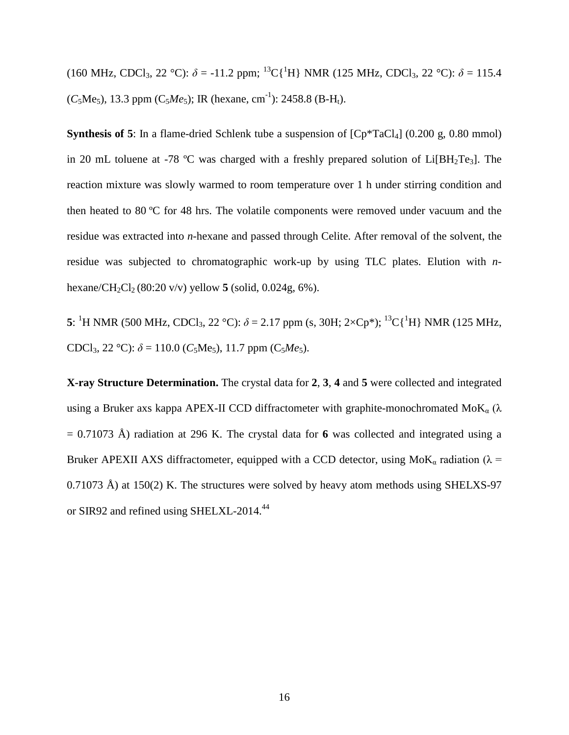(160 MHz, $CDCl_3$, 22 °C): $\delta$ = -11.2 ppm; $^{13}C\{^1H\}$ NMR (125 MHz, $CDCl_3$, 22 °C): $\delta$ = 115.4 ($C_5Me_5$), 13.3 ppm ($C_5Me_5$); IR (hexane, $cm^{-1}$): 2458.8 ($B\text{-}H_t$).

**Synthesis of 5**: In a flame-dried Schlenk tube a suspension of [$Cp^*TaCl_4$] (0.200 g, 0.80 mmol) in 20 mL toluene at -78 ºC was charged with a freshly prepared solution of Li[$BH_2Te_3$]. The reaction mixture was slowly warmed to room temperature over 1 h under stirring condition and then heated to 80 ºC for 48 hrs. The volatile components were removed under vacuum and the residue was extracted into *n*-hexane and passed through Celite. After removal of the solvent, the residue was subjected to chromatographic work-up by using TLC plates. Elution with *n*-hexane/$CH_2Cl_2$ (80:20 v/v) yellow **5** (solid, 0.024g, 6%).

**5**: $^1H$ NMR (500 MHz, $CDCl_3$, 22 °C): $\delta$ = 2.17 ppm (s, 30H; 2×Cp*); $^{13}C\{^1H\}$ NMR (125 MHz, $CDCl_3$, 22 °C): $\delta$ = 110.0 ($C_5Me_5$), 11.7 ppm ($C_5Me_5$).

**X-ray Structure Determination.** The crystal data for **2**, **3**, **4** and **5** were collected and integrated using a Bruker axs kappa APEX-II CCD diffractometer with graphite-monochromated $MoK_\alpha$ ($\lambda$ = 0.71073 Å) radiation at 296 K. The crystal data for **6** was collected and integrated using a Bruker APEXII AXS diffractometer, equipped with a CCD detector, using $MoK_\alpha$ radiation ($\lambda$ = 0.71073 Å) at 150(2) K. The structures were solved by heavy atom methods using SHELXS-97 or SIR92 and refined using SHELXL-2014.[44]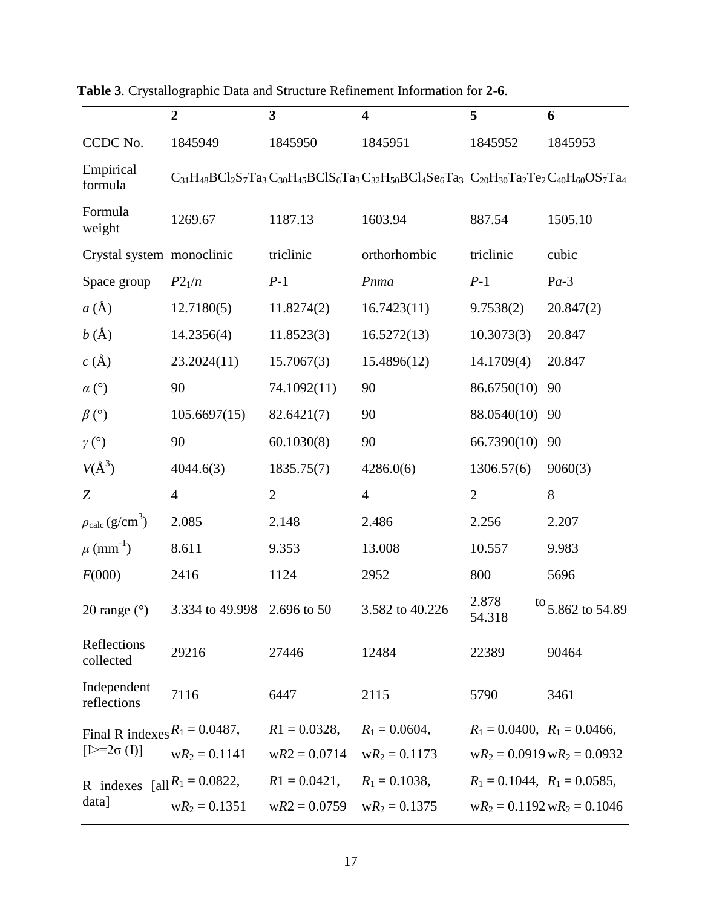**Table 3**. Crystallographic Data and Structure Refinement Information for **2-6**.

| | **2** | **3** | **4** | **5** | **6** |
|---|---|---|---|---|---|
| CCDC No. | 1845949 | 1845950 | 1845951 | 1845952 | 1845953 |
| Empirical formula | $C_{31}H_{48}BCl_2S_7Ta_3$ | $C_{30}H_{45}BClS_6Ta_3$ | $C_{32}H_{50}BCl_4Se_6Ta_3$ | $C_{20}H_{30}Ta_2Te_2$ | $C_{40}H_{60}OS_7Ta_4$ |
| Formula weight | 1269.67 | 1187.13 | 1603.94 | 887.54 | 1505.10 |
| Crystal system | monoclinic | triclinic | orthorhombic | triclinic | cubic |
| Space group | $P2_1/n$ | $P$-1 | $Pnma$ | $P$-1 | P$a$-3 |
| $a$ (Å) | 12.7180(5) | 11.8274(2) | 16.7423(11) | 9.7538(2) | 20.847(2) |
| $b$ (Å) | 14.2356(4) | 11.8523(3) | 16.5272(13) | 10.3073(3) | 20.847 |
| $c$ (Å) | 23.2024(11) | 15.7067(3) | 15.4896(12) | 14.1709(4) | 20.847 |
| $\alpha$ (°) | 90 | 74.1092(11) | 90 | 86.6750(10) | 90 |
| $\beta$ (°) | 105.6697(15) | 82.6421(7) | 90 | 88.0540(10) | 90 |
| $\gamma$ (°) | 90 | 60.1030(8) | 90 | 66.7390(10) | 90 |
| $V$(Å$^3$) | 4044.6(3) | 1835.75(7) | 4286.0(6) | 1306.57(6) | 9060(3) |
| $Z$ | 4 | 2 | 4 | 2 | 8 |
| $\rho_{calc}$ (g/cm$^3$) | 2.085 | 2.148 | 2.486 | 2.256 | 2.207 |
| $\mu$ (mm$^{-1}$) | 8.611 | 9.353 | 13.008 | 10.557 | 9.983 |
| $F$(000) | 2416 | 1124 | 2952 | 800 | 5696 |
| 2θ range (°) | 3.334 to 49.998 | 2.696 to 50 | 3.582 to 40.226 | 2.878 to 54.318 | 5.862 to 54.89 |
| Reflections collected | 29216 | 27446 | 12484 | 22389 | 90464 |
| Independent reflections | 7116 | 6447 | 2115 | 5790 | 3461 |
| Final R indexes [I>=2σ (I)] | $R_1$ = 0.0487, w$R_2$ = 0.1141 | $R1$ = 0.0328, w$R2$ = 0.0714 | $R_1$ = 0.0604, w$R_2$ = 0.1173 | $R_1$ = 0.0400, w$R_2$ = 0.0919 | $R_1$ = 0.0466, w$R_2$ = 0.0932 |
| R indexes [all data] | $R_1$ = 0.0822, w$R_2$ = 0.1351 | $R1$ = 0.0421, w$R2$ = 0.0759 | $R_1$ = 0.1038, w$R_2$ = 0.1375 | $R_1$ = 0.1044, w$R_2$ = 0.1192 | $R_1$ = 0.0585, w$R_2$ = 0.1046 |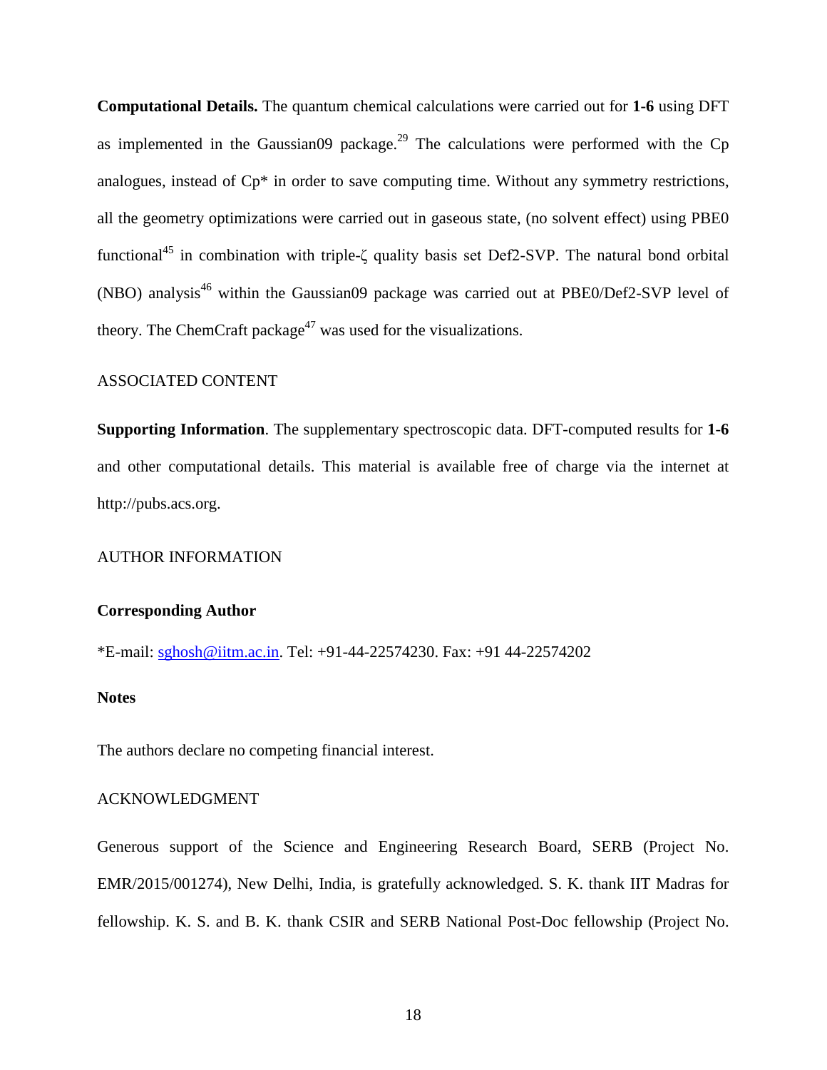**Computational Details.** The quantum chemical calculations were carried out for **1-6** using DFT as implemented in the Gaussian09 package.[29] The calculations were performed with the Cp analogues, instead of Cp* in order to save computing time. Without any symmetry restrictions, all the geometry optimizations were carried out in gaseous state, (no solvent effect) using PBE0 functional[45] in combination with triple-ζ quality basis set Def2-SVP. The natural bond orbital (NBO) analysis[46] within the Gaussian09 package was carried out at PBE0/Def2-SVP level of theory. The ChemCraft package[47] was used for the visualizations.

## ASSOCIATED CONTENT

**Supporting Information**. The supplementary spectroscopic data. DFT-computed results for **1-6** and other computational details. This material is available free of charge via the internet at http://pubs.acs.org.

## AUTHOR INFORMATION

### Corresponding Author

*E-mail: sghosh@iitm.ac.in. Tel: +91-44-22574230. Fax: +91 44-22574202

### Notes

The authors declare no competing financial interest.

## ACKNOWLEDGMENT

Generous support of the Science and Engineering Research Board, SERB (Project No. EMR/2015/001274), New Delhi, India, is gratefully acknowledged. S. K. thank IIT Madras for fellowship. K. S. and B. K. thank CSIR and SERB National Post-Doc fellowship (Project No.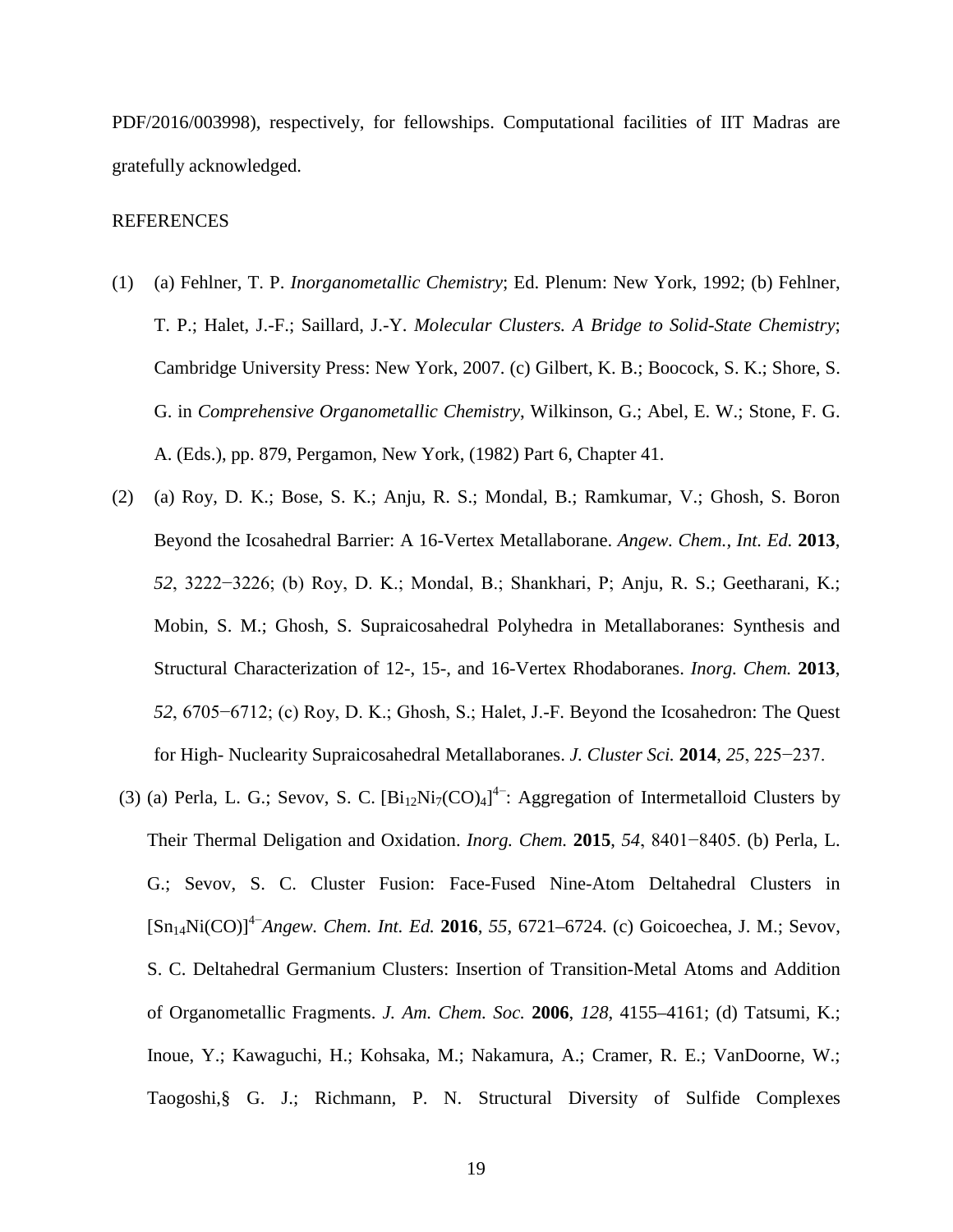PDF/2016/003998), respectively, for fellowships. Computational facilities of IIT Madras are gratefully acknowledged.

REFERENCES

(1) (a) Fehlner, T. P. *Inorganometallic Chemistry*; Ed. Plenum: New York, 1992; (b) Fehlner, T. P.; Halet, J.-F.; Saillard, J.-Y. *Molecular Clusters. A Bridge to Solid-State Chemistry*; Cambridge University Press: New York, 2007. (c) Gilbert, K. B.; Boocock, S. K.; Shore, S. G. in *Comprehensive Organometallic Chemistry*, Wilkinson, G.; Abel, E. W.; Stone, F. G. A. (Eds.), pp. 879, Pergamon, New York, (1982) Part 6, Chapter 41.

(2) (a) Roy, D. K.; Bose, S. K.; Anju, R. S.; Mondal, B.; Ramkumar, V.; Ghosh, S. Boron Beyond the Icosahedral Barrier: A 16-Vertex Metallaborane. *Angew. Chem., Int. Ed.* **2013**, *52*, 3222−3226; (b) Roy, D. K.; Mondal, B.; Shankhari, P; Anju, R. S.; Geetharani, K.; Mobin, S. M.; Ghosh, S. Supraicosahedral Polyhedra in Metallaboranes: Synthesis and Structural Characterization of 12-, 15-, and 16-Vertex Rhodaboranes. *Inorg. Chem.* **2013**, *52*, 6705−6712; (c) Roy, D. K.; Ghosh, S.; Halet, J.-F. Beyond the Icosahedron: The Quest for High- Nuclearity Supraicosahedral Metallaboranes. *J. Cluster Sci.* **2014**, *25*, 225−237.

(3) (a) Perla, L. G.; Sevov, S. C. $[Bi_{12}Ni_7(CO)_4]^{4-}$: Aggregation of Intermetalloid Clusters by Their Thermal Deligation and Oxidation. *Inorg. Chem.* **2015**, *54*, 8401−8405. (b) Perla, L. G.; Sevov, S. C. Cluster Fusion: Face-Fused Nine-Atom Deltahedral Clusters in $[Sn_{14}Ni(CO)]^{4-}$ *Angew. Chem. Int. Ed.* **2016**, *55*, 6721–6724. (c) Goicoechea, J. M.; Sevov, S. C. Deltahedral Germanium Clusters: Insertion of Transition-Metal Atoms and Addition of Organometallic Fragments. *J. Am. Chem. Soc.* **2006**, *128*, 4155–4161; (d) Tatsumi, K.; Inoue, Y.; Kawaguchi, H.; Kohsaka, M.; Nakamura, A.; Cramer, R. E.; VanDoorne, W.; Taogoshi,§ G. J.; Richmann, P. N. Structural Diversity of Sulfide Complexes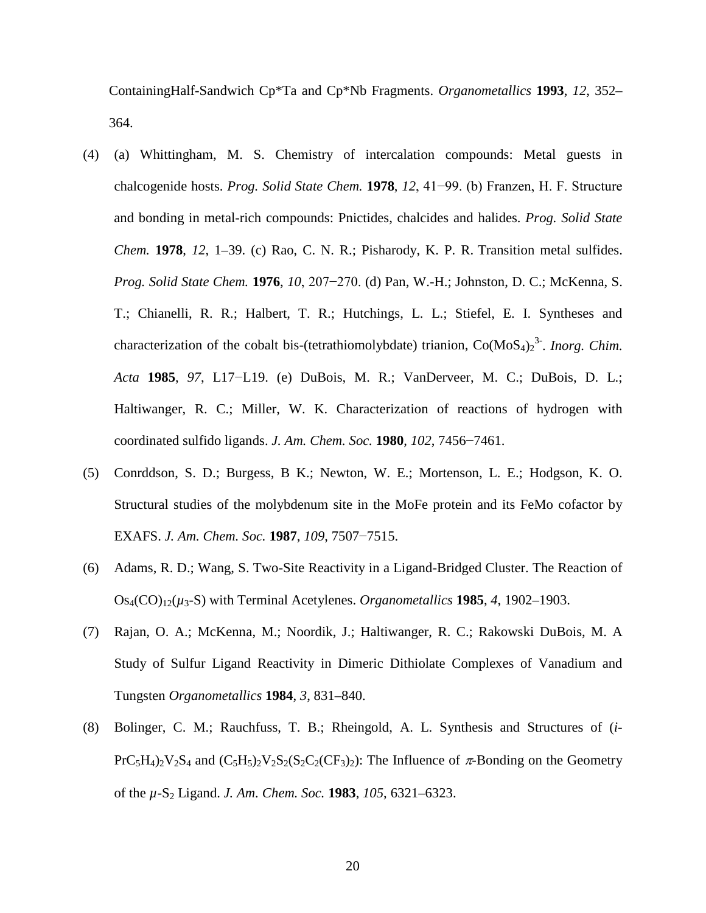ContainingHalf-Sandwich Cp*Ta and Cp*Nb Fragments. *Organometallics* **1993**, *12*, 352–364.

(4) (a) Whittingham, M. S. Chemistry of intercalation compounds: Metal guests in chalcogenide hosts. *Prog. Solid State Chem.* **1978**, *12*, 41−99. (b) Franzen, H. F. Structure and bonding in metal-rich compounds: Pnictides, chalcides and halides. *Prog. Solid State Chem.* **1978**, *12*, 1–39. (c) Rao, C. N. R.; Pisharody, K. P. R. Transition metal sulfides. *Prog. Solid State Chem.* **1976**, *10*, 207−270. (d) Pan, W.-H.; Johnston, D. C.; McKenna, S. T.; Chianelli, R. R.; Halbert, T. R.; Hutchings, L. L.; Stiefel, E. I. Syntheses and characterization of the cobalt bis-(tetrathiomolybdate) trianion, $Co(MoS_4)_2^{3-}$. *Inorg. Chim. Acta* **1985**, *97*, L17−L19. (e) DuBois, M. R.; VanDerveer, M. C.; DuBois, D. L.; Haltiwanger, R. C.; Miller, W. K. Characterization of reactions of hydrogen with coordinated sulfido ligands. *J. Am. Chem. Soc.* **1980**, *102*, 7456−7461.

(5) Conrddson, S. D.; Burgess, B K.; Newton, W. E.; Mortenson, L. E.; Hodgson, K. O. Structural studies of the molybdenum site in the MoFe protein and its FeMo cofactor by EXAFS. *J. Am. Chem. Soc.* **1987**, *109*, 7507−7515.

(6) Adams, R. D.; Wang, S. Two-Site Reactivity in a Ligand-Bridged Cluster. The Reaction of $Os_4(CO)_{12}(\mu_3\text{-}S)$ with Terminal Acetylenes. *Organometallics* **1985**, *4*, 1902–1903.

(7) Rajan, O. A.; McKenna, M.; Noordik, J.; Haltiwanger, R. C.; Rakowski DuBois, M. A Study of Sulfur Ligand Reactivity in Dimeric Dithiolate Complexes of Vanadium and Tungsten *Organometallics* **1984**, *3*, 831–840.

(8) Bolinger, C. M.; Rauchfuss, T. B.; Rheingold, A. L. Synthesis and Structures of ($i$-$PrC_5H_4)_2V_2S_4$ and $(C_5H_5)_2V_2S_2(S_2C_2(CF_3)_2)$: The Influence of $\pi$-Bonding on the Geometry of the $\mu$-$S_2$ Ligand. *J. Am. Chem. Soc.* **1983**, *105*, 6321–6323.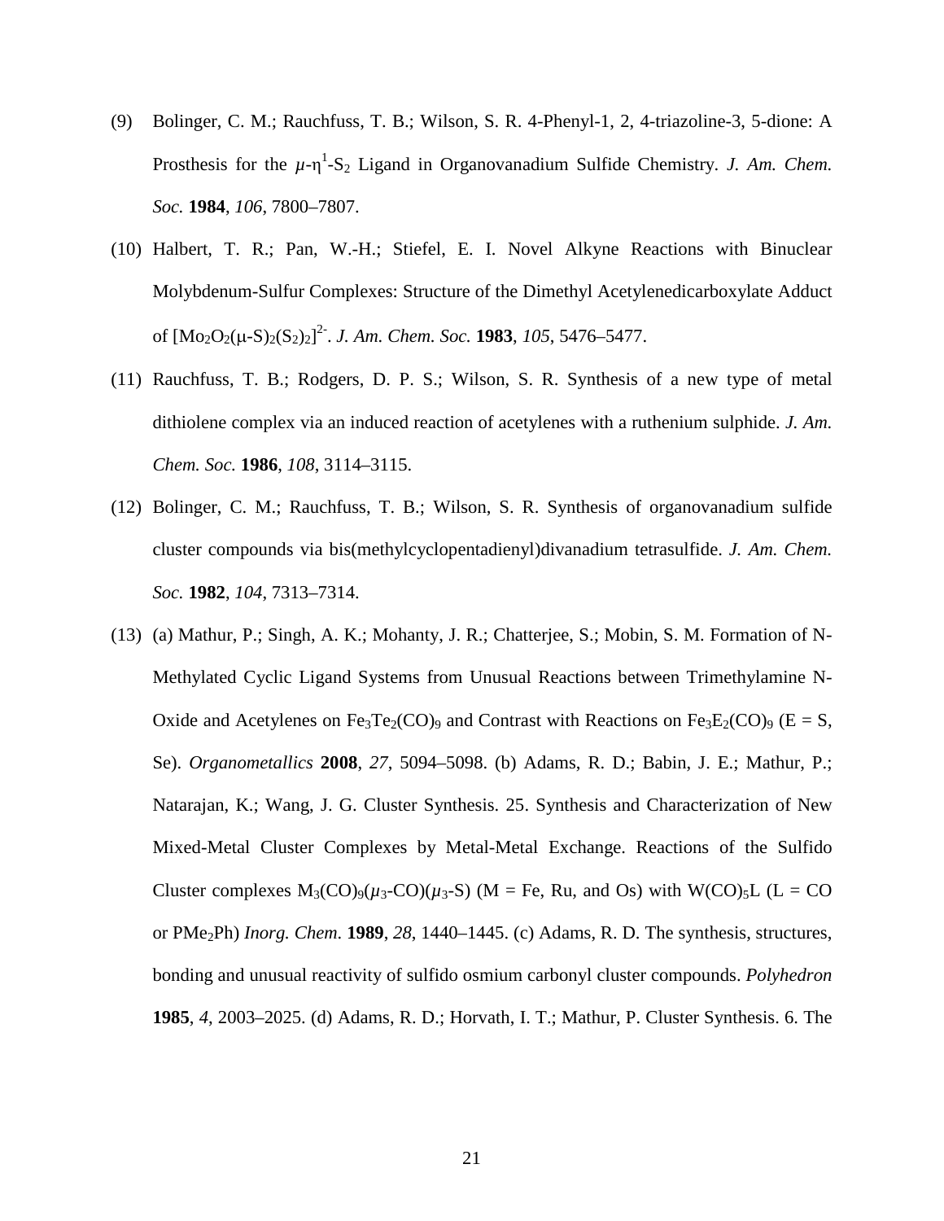(9) Bolinger, C. M.; Rauchfuss, T. B.; Wilson, S. R. 4-Phenyl-1, 2, 4-triazoline-3, 5-dione: A Prosthesis for the $\mu$-$\eta^1$-$S_2$ Ligand in Organovanadium Sulfide Chemistry. *J. Am. Chem. Soc.* **1984**, *106*, 7800–7807.

(10) Halbert, T. R.; Pan, W.-H.; Stiefel, E. I. Novel Alkyne Reactions with Binuclear Molybdenum-Sulfur Complexes: Structure of the Dimethyl Acetylenedicarboxylate Adduct of $[Mo_2O_2(\mu\text{-}S)_2(S_2)_2]^{2-}$. *J. Am. Chem. Soc.* **1983**, *105*, 5476–5477.

(11) Rauchfuss, T. B.; Rodgers, D. P. S.; Wilson, S. R. Synthesis of a new type of metal dithiolene complex via an induced reaction of acetylenes with a ruthenium sulphide. *J. Am. Chem. Soc.* **1986**, *108*, 3114–3115.

(12) Bolinger, C. M.; Rauchfuss, T. B.; Wilson, S. R. Synthesis of organovanadium sulfide cluster compounds via bis(methylcyclopentadienyl)divanadium tetrasulfide. *J. Am. Chem. Soc.* **1982**, *104*, 7313–7314.

(13) (a) Mathur, P.; Singh, A. K.; Mohanty, J. R.; Chatterjee, S.; Mobin, S. M. Formation of N-Methylated Cyclic Ligand Systems from Unusual Reactions between Trimethylamine N-Oxide and Acetylenes on $Fe_3Te_2(CO)_9$ and Contrast with Reactions on $Fe_3E_2(CO)_9$ (E = S, Se). *Organometallics* **2008**, *27*, 5094–5098. (b) Adams, R. D.; Babin, J. E.; Mathur, P.; Natarajan, K.; Wang, J. G. Cluster Synthesis. 25. Synthesis and Characterization of New Mixed-Metal Cluster Complexes by Metal-Metal Exchange. Reactions of the Sulfido Cluster complexes $M_3(CO)_9(\mu_3\text{-}CO)(\mu_3\text{-}S)$ (M = Fe, Ru, and Os) with $W(CO)_5L$ (L = CO or $PMe_2Ph$) *Inorg. Chem.* **1989**, *28*, 1440–1445. (c) Adams, R. D. The synthesis, structures, bonding and unusual reactivity of sulfido osmium carbonyl cluster compounds. *Polyhedron* **1985**, *4*, 2003–2025. (d) Adams, R. D.; Horvath, I. T.; Mathur, P. Cluster Synthesis. 6. The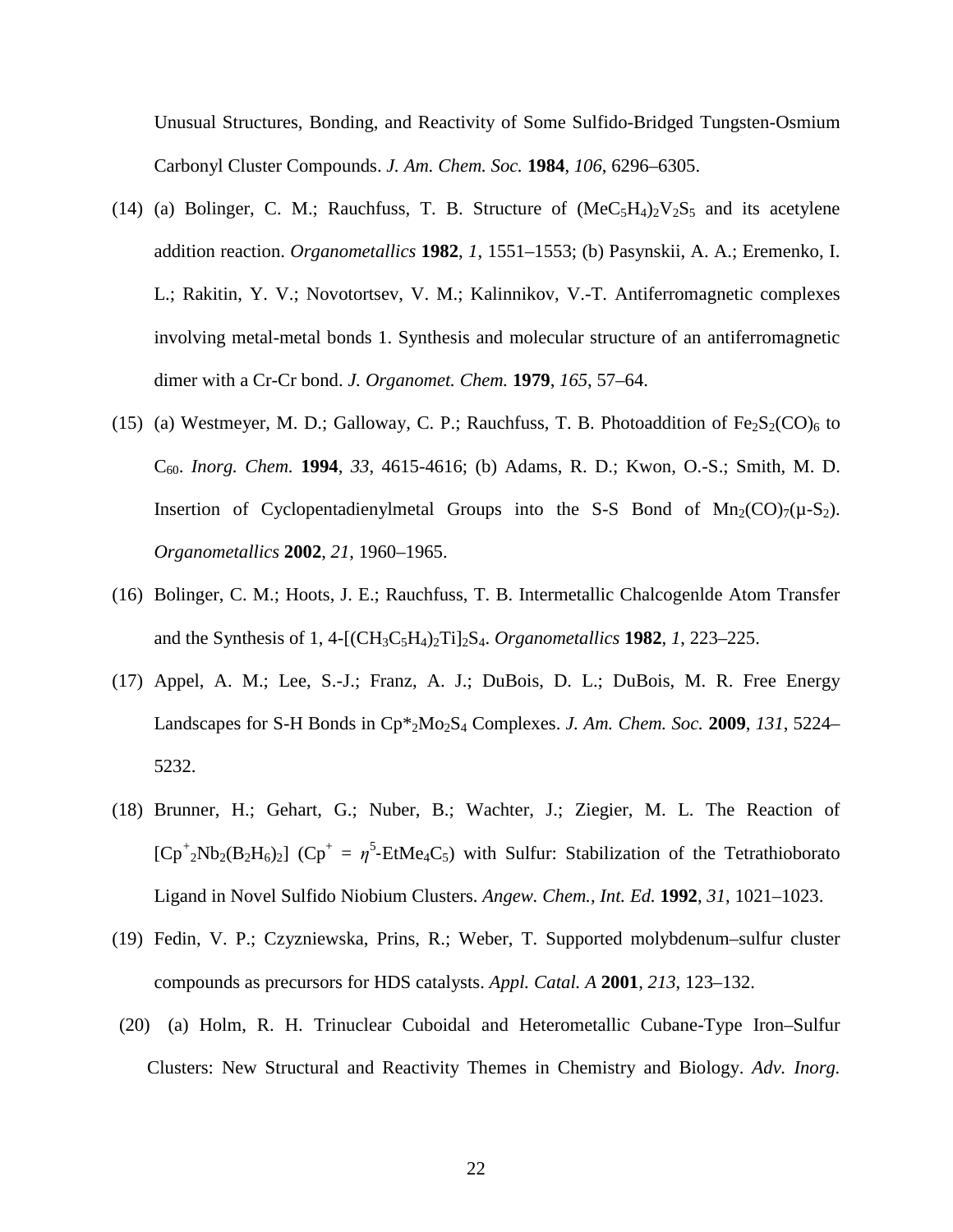Unusual Structures, Bonding, and Reactivity of Some Sulfido-Bridged Tungsten-Osmium Carbonyl Cluster Compounds. *J. Am. Chem. Soc.* **1984**, *106*, 6296–6305.

(14) (a) Bolinger, C. M.; Rauchfuss, T. B. Structure of $(MeC_5H_4)_2V_2S_5$ and its acetylene addition reaction. *Organometallics* **1982**, *1*, 1551–1553; (b) Pasynskii, A. A.; Eremenko, I. L.; Rakitin, Y. V.; Novotortsev, V. M.; Kalinnikov, V.-T. Antiferromagnetic complexes involving metal-metal bonds 1. Synthesis and molecular structure of an antiferromagnetic dimer with a Cr-Cr bond. *J. Organomet. Chem.* **1979**, *165*, 57–64.

(15) (a) Westmeyer, M. D.; Galloway, C. P.; Rauchfuss, T. B. Photoaddition of $Fe_2S_2(CO)_6$ to $C_{60}$. *Inorg. Chem.* **1994**, *33*, 4615-4616; (b) Adams, R. D.; Kwon, O.-S.; Smith, M. D. Insertion of Cyclopentadienylmetal Groups into the S-S Bond of $Mn_2(CO)_7(\mu\text{-}S_2)$. *Organometallics* **2002**, *21*, 1960–1965.

(16) Bolinger, C. M.; Hoots, J. E.; Rauchfuss, T. B. Intermetallic Chalcogenlde Atom Transfer and the Synthesis of 1, 4-$[(CH_3C_5H_4)_2Ti]_2S_4$. *Organometallics* **1982**, *1*, 223–225.

(17) Appel, A. M.; Lee, S.-J.; Franz, A. J.; DuBois, D. L.; DuBois, M. R. Free Energy Landscapes for S-H Bonds in $Cp^*_2Mo_2S_4$ Complexes. *J. Am. Chem. Soc.* **2009**, *131*, 5224–5232.

(18) Brunner, H.; Gehart, G.; Nuber, B.; Wachter, J.; Ziegier, M. L. The Reaction of $[Cp^+_2Nb_2(B_2H_6)_2]$ ($Cp^+ = \eta^5$-$EtMe_4C_5$) with Sulfur: Stabilization of the Tetrathioborato Ligand in Novel Sulfido Niobium Clusters. *Angew. Chem., Int. Ed.* **1992**, *31*, 1021–1023.

(19) Fedin, V. P.; Czyzniewska, Prins, R.; Weber, T. Supported molybdenum–sulfur cluster compounds as precursors for HDS catalysts. *Appl. Catal. A* **2001**, *213*, 123–132.

(20) (a) Holm, R. H. Trinuclear Cuboidal and Heterometallic Cubane-Type Iron–Sulfur Clusters: New Structural and Reactivity Themes in Chemistry and Biology. *Adv. Inorg.*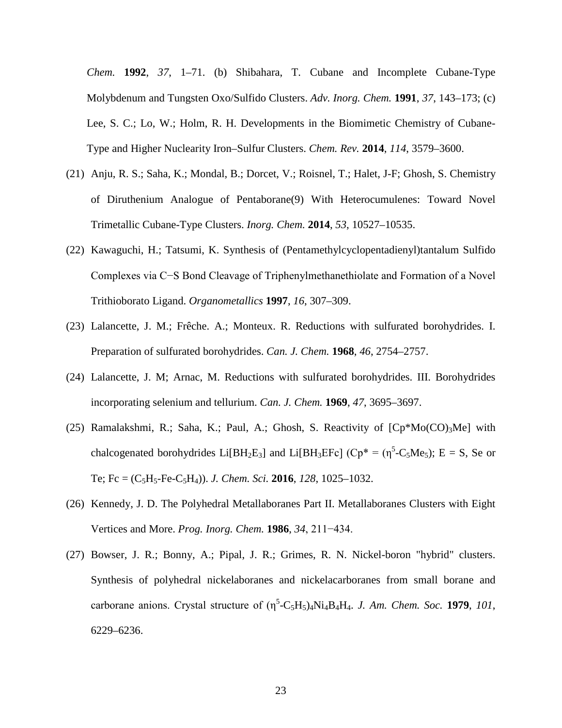*Chem.* **1992**, *37*, 1–71. (b) Shibahara, T. Cubane and Incomplete Cubane-Type Molybdenum and Tungsten Oxo/Sulfido Clusters. *Adv. Inorg. Chem.* **1991**, *37*, 143–173; (c) Lee, S. C.; Lo, W.; Holm, R. H. Developments in the Biomimetic Chemistry of Cubane-Type and Higher Nuclearity Iron–Sulfur Clusters. *Chem. Rev.* **2014**, *114*, 3579–3600.

(21) Anju, R. S.; Saha, K.; Mondal, B.; Dorcet, V.; Roisnel, T.; Halet, J-F; Ghosh, S. Chemistry of Diruthenium Analogue of Pentaborane(9) With Heterocumulenes: Toward Novel Trimetallic Cubane-Type Clusters. *Inorg. Chem.* **2014**, *53*, 10527–10535.

(22) Kawaguchi, H.; Tatsumi, K. Synthesis of (Pentamethylcyclopentadienyl)tantalum Sulfido Complexes via C−S Bond Cleavage of Triphenylmethanethiolate and Formation of a Novel Trithioborato Ligand. *Organometallics* **1997**, *16*, 307–309.

(23) Lalancette, J. M.; Frêche. A.; Monteux. R. Reductions with sulfurated borohydrides. I. Preparation of sulfurated borohydrides. *Can. J. Chem.* **1968**, *46*, 2754–2757.

(24) Lalancette, J. M; Arnac, M. Reductions with sulfurated borohydrides. III. Borohydrides incorporating selenium and tellurium. *Can. J. Chem.* **1969**, *47*, 3695–3697.

(25) Ramalakshmi, R.; Saha, K.; Paul, A.; Ghosh, S. Reactivity of [Cp*Mo(CO)$_3$Me] with chalcogenated borohydrides Li[BH$_2$E$_3$] and Li[BH$_3$EFc] (Cp* = ($\eta^5$-C$_5$Me$_5$); E = S, Se or Te; Fc = (C$_5$H$_5$-Fe-C$_5$H$_4$)). *J. Chem. Sci.* **2016**, *128*, 1025–1032.

(26) Kennedy, J. D. The Polyhedral Metallaboranes Part II. Metallaboranes Clusters with Eight Vertices and More. *Prog. Inorg. Chem.* **1986**, *34*, 211−434.

(27) Bowser, J. R.; Bonny, A.; Pipal, J. R.; Grimes, R. N. Nickel-boron "hybrid" clusters. Synthesis of polyhedral nickelaboranes and nickelacarboranes from small borane and carborane anions. Crystal structure of ($\eta^5$-C$_5$H$_5$)$_4$Ni$_4$B$_4$H$_4$. *J. Am. Chem. Soc.* **1979**, *101*, 6229–6236.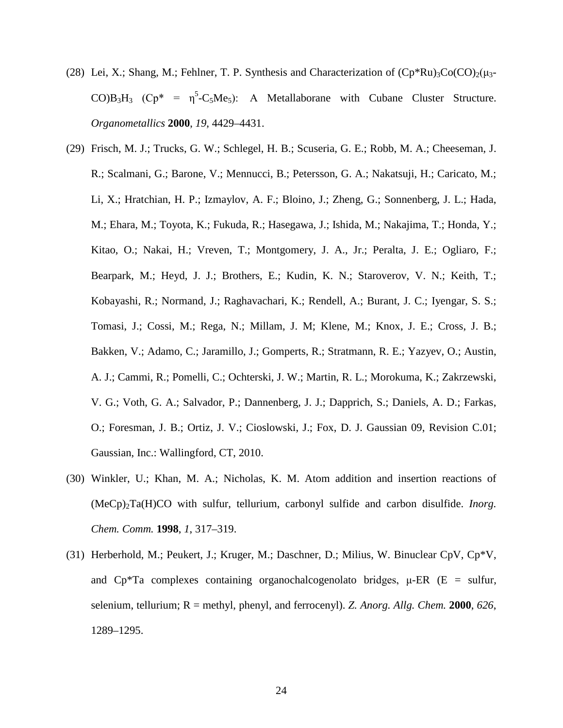(28) Lei, X.; Shang, M.; Fehlner, T. P. Synthesis and Characterization of $(Cp^{*}Ru)_3Co(CO)_2(\mu_3\text{-}CO)B_3H_3$ ($Cp^{*}$ = $\eta^5\text{-}C_5Me_5$): A Metallaborane with Cubane Cluster Structure. *Organometallics* **2000**, *19*, 4429–4431.

(29) Frisch, M. J.; Trucks, G. W.; Schlegel, H. B.; Scuseria, G. E.; Robb, M. A.; Cheeseman, J. R.; Scalmani, G.; Barone, V.; Mennucci, B.; Petersson, G. A.; Nakatsuji, H.; Caricato, M.; Li, X.; Hratchian, H. P.; Izmaylov, A. F.; Bloino, J.; Zheng, G.; Sonnenberg, J. L.; Hada, M.; Ehara, M.; Toyota, K.; Fukuda, R.; Hasegawa, J.; Ishida, M.; Nakajima, T.; Honda, Y.; Kitao, O.; Nakai, H.; Vreven, T.; Montgomery, J. A., Jr.; Peralta, J. E.; Ogliaro, F.; Bearpark, M.; Heyd, J. J.; Brothers, E.; Kudin, K. N.; Staroverov, V. N.; Keith, T.; Kobayashi, R.; Normand, J.; Raghavachari, K.; Rendell, A.; Burant, J. C.; Iyengar, S. S.; Tomasi, J.; Cossi, M.; Rega, N.; Millam, J. M; Klene, M.; Knox, J. E.; Cross, J. B.; Bakken, V.; Adamo, C.; Jaramillo, J.; Gomperts, R.; Stratmann, R. E.; Yazyev, O.; Austin, A. J.; Cammi, R.; Pomelli, C.; Ochterski, J. W.; Martin, R. L.; Morokuma, K.; Zakrzewski, V. G.; Voth, G. A.; Salvador, P.; Dannenberg, J. J.; Dapprich, S.; Daniels, A. D.; Farkas, O.; Foresman, J. B.; Ortiz, J. V.; Cioslowski, J.; Fox, D. J. Gaussian 09, Revision C.01; Gaussian, Inc.: Wallingford, CT, 2010.

(30) Winkler, U.; Khan, M. A.; Nicholas, K. M. Atom addition and insertion reactions of $(MeCp)_2Ta(H)CO$ with sulfur, tellurium, carbonyl sulfide and carbon disulfide. *Inorg. Chem. Comm.* **1998**, *1*, 317–319.

(31) Herberhold, M.; Peukert, J.; Kruger, M.; Daschner, D.; Milius, W. Binuclear CpV, Cp*V, and Cp*Ta complexes containing organochalcogenolato bridges, μ-ER (E = sulfur, selenium, tellurium; R = methyl, phenyl, and ferrocenyl). *Z. Anorg. Allg. Chem.* **2000**, *626*, 1289–1295.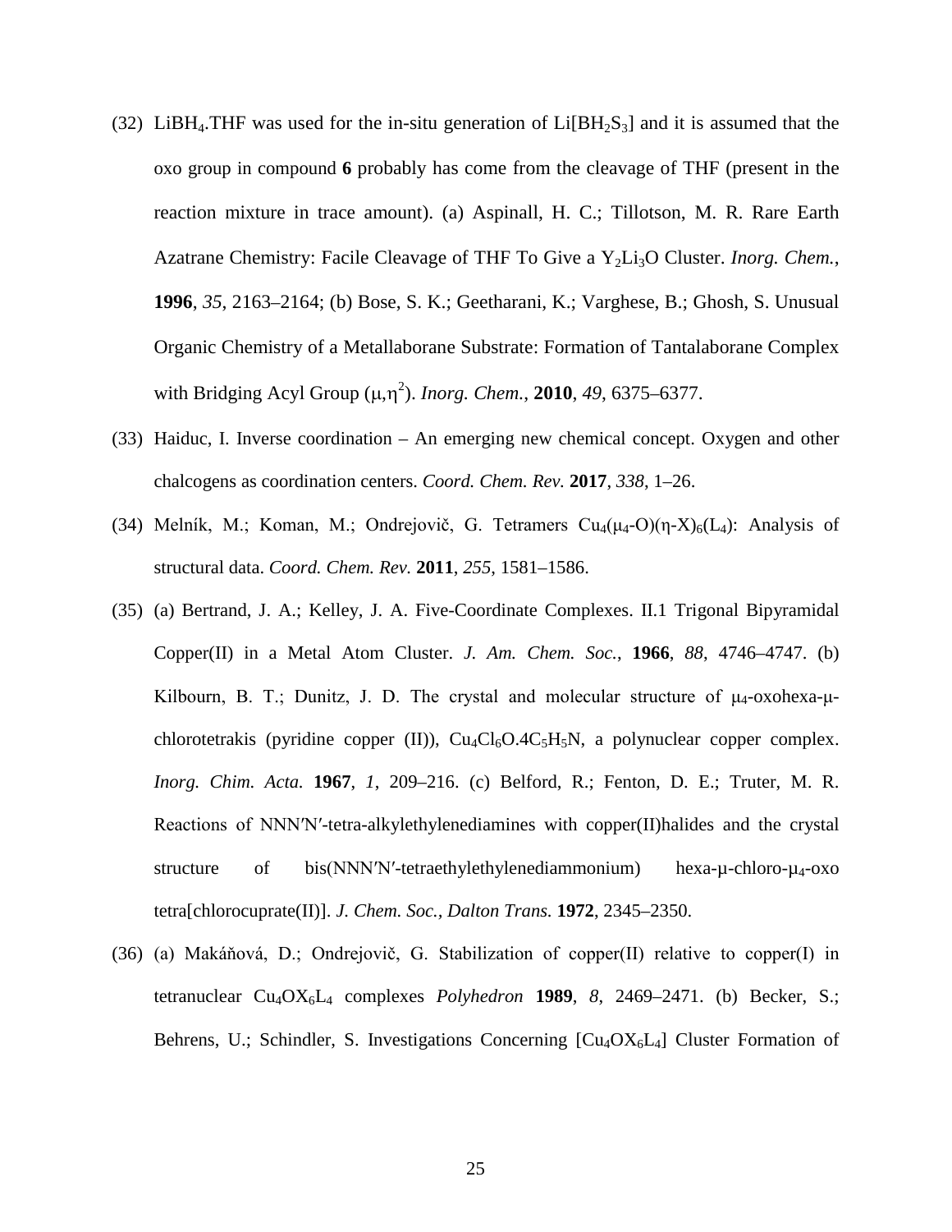(32) $LiBH_4$.THF was used for the in-situ generation of $Li[BH_2S_3]$ and it is assumed that the oxo group in compound **6** probably has come from the cleavage of THF (present in the reaction mixture in trace amount). (a) Aspinall, H. C.; Tillotson, M. R. Rare Earth Azatrane Chemistry: Facile Cleavage of THF To Give a $Y_2Li_3O$ Cluster. *Inorg. Chem.*, **1996**, *35*, 2163–2164; (b) Bose, S. K.; Geetharani, K.; Varghese, B.; Ghosh, S. Unusual Organic Chemistry of a Metallaborane Substrate: Formation of Tantalaborane Complex with Bridging Acyl Group ($\mu,\eta^2$). *Inorg. Chem.*, **2010**, *49*, 6375–6377.

(33) Haiduc, I. Inverse coordination – An emerging new chemical concept. Oxygen and other chalcogens as coordination centers. *Coord. Chem. Rev.* **2017**, *338*, 1–26.

(34) Melník, M.; Koman, M.; Ondrejovič, G. Tetramers $Cu_4(\mu_4\text{-}O)(\eta\text{-}X)_6(L_4)$: Analysis of structural data. *Coord. Chem. Rev.* **2011**, *255*, 1581–1586.

(35) (a) Bertrand, J. A.; Kelley, J. A. Five-Coordinate Complexes. II.1 Trigonal Bipyramidal Copper(II) in a Metal Atom Cluster. *J. Am. Chem. Soc.*, **1966**, *88*, 4746–4747. (b) Kilbourn, B. T.; Dunitz, J. D. The crystal and molecular structure of $\mu_4$-oxohexa-$\mu$-chlorotetrakis (pyridine copper (II)), $Cu_4Cl_6O.4C_5H_5N$, a polynuclear copper complex. *Inorg. Chim. Acta.* **1967**, *1*, 209–216. (c) Belford, R.; Fenton, D. E.; Truter, M. R. Reactions of NNN′N′-tetra-alkylethylenediamines with copper(II)halides and the crystal structure of bis(NNN′N′-tetraethylethylenediammonium) hexa-$\mu$-chloro-$\mu_4$-oxo tetra[chlorocuprate(II)]. *J. Chem. Soc., Dalton Trans.* **1972**, 2345–2350.

(36) (a) Makáňová, D.; Ondrejovič, G. Stabilization of copper(II) relative to copper(I) in tetranuclear $Cu_4OX_6L_4$ complexes *Polyhedron* **1989**, *8*, 2469–2471. (b) Becker, S.; Behrens, U.; Schindler, S. Investigations Concerning $[Cu_4OX_6L_4]$ Cluster Formation of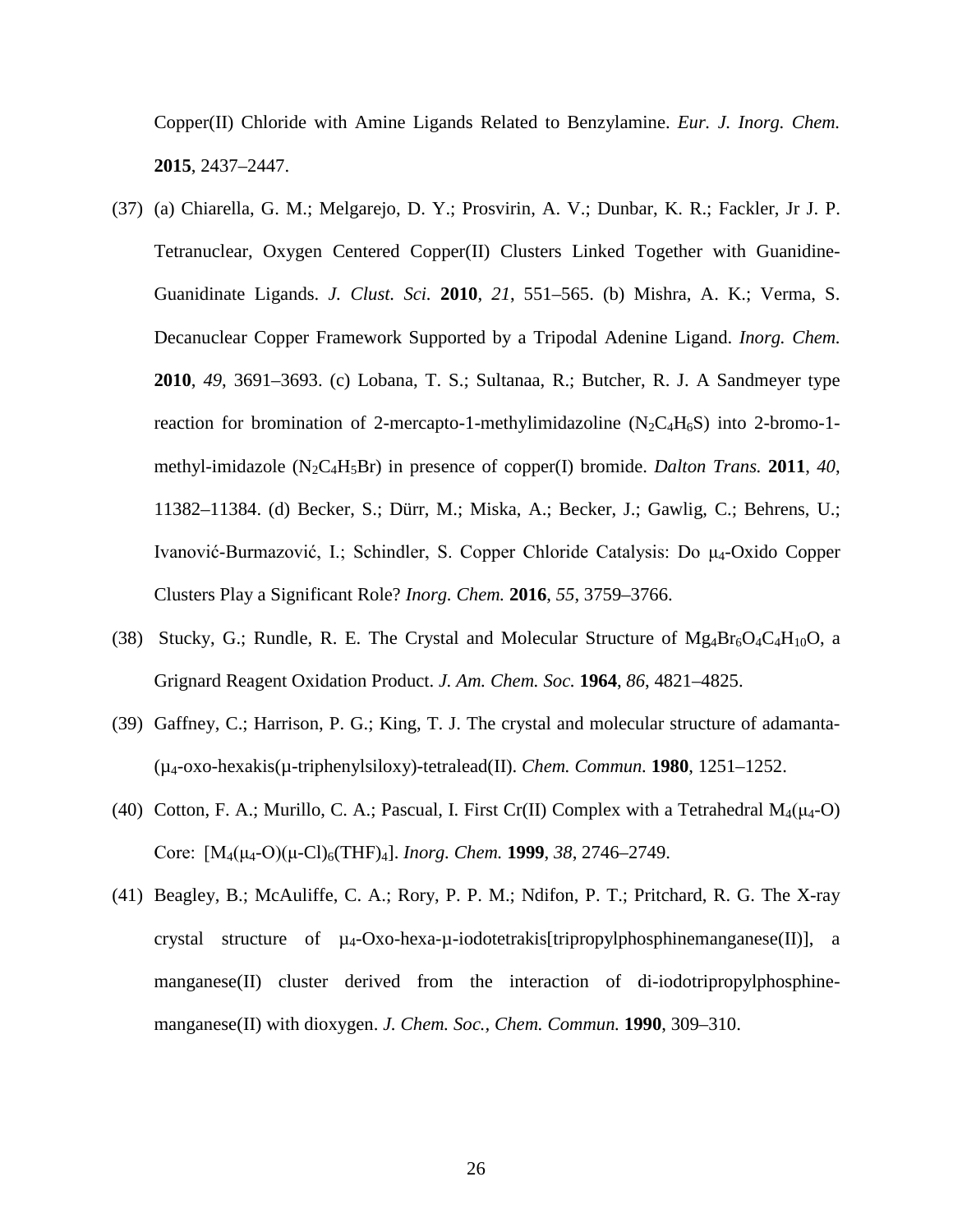Copper(II) Chloride with Amine Ligands Related to Benzylamine. *Eur. J. Inorg. Chem.* **2015**, 2437–2447.

(37) (a) Chiarella, G. M.; Melgarejo, D. Y.; Prosvirin, A. V.; Dunbar, K. R.; Fackler, Jr J. P. Tetranuclear, Oxygen Centered Copper(II) Clusters Linked Together with Guanidine-Guanidinate Ligands. *J. Clust. Sci.* **2010**, *21*, 551–565. (b) Mishra, A. K.; Verma, S. Decanuclear Copper Framework Supported by a Tripodal Adenine Ligand. *Inorg. Chem.* **2010**, *49*, 3691–3693. (c) Lobana, T. S.; Sultanaa, R.; Butcher, R. J. A Sandmeyer type reaction for bromination of 2-mercapto-1-methylimidazoline ($N_2C_4H_6S$) into 2-bromo-1-methyl-imidazole ($N_2C_4H_5Br$) in presence of copper(I) bromide. *Dalton Trans.* **2011**, *40*, 11382–11384. (d) Becker, S.; Dürr, M.; Miska, A.; Becker, J.; Gawlig, C.; Behrens, U.; Ivanović-Burmazović, I.; Schindler, S. Copper Chloride Catalysis: Do $\mu_4$-Oxido Copper Clusters Play a Significant Role? *Inorg. Chem.* **2016**, *55*, 3759–3766.

(38) Stucky, G.; Rundle, R. E. The Crystal and Molecular Structure of $Mg_4Br_6O_4C_4H_{10}O$, a Grignard Reagent Oxidation Product. *J. Am. Chem. Soc.* **1964**, *86*, 4821–4825.

(39) Gaffney, C.; Harrison, P. G.; King, T. J. The crystal and molecular structure of adamanta-($\mu_4$-oxo-hexakis($\mu$-triphenylsiloxy)-tetralead(II). *Chem. Commun.* **1980**, 1251–1252.

(40) Cotton, F. A.; Murillo, C. A.; Pascual, I. First Cr(II) Complex with a Tetrahedral $M_4(\mu_4\text{-O})$ Core: $[M_4(\mu_4\text{-O})(\mu\text{-Cl})_6(THF)_4]$. *Inorg. Chem.* **1999**, *38*, 2746–2749.

(41) Beagley, B.; McAuliffe, C. A.; Rory, P. P. M.; Ndifon, P. T.; Pritchard, R. G. The X-ray crystal structure of $\mu_4$-Oxo-hexa-$\mu$-iodotetrakis[tripropylphosphinemanganese(II)], a manganese(II) cluster derived from the interaction of di-iodotripropylphosphine-manganese(II) with dioxygen. *J. Chem. Soc., Chem. Commun.* **1990**, 309–310.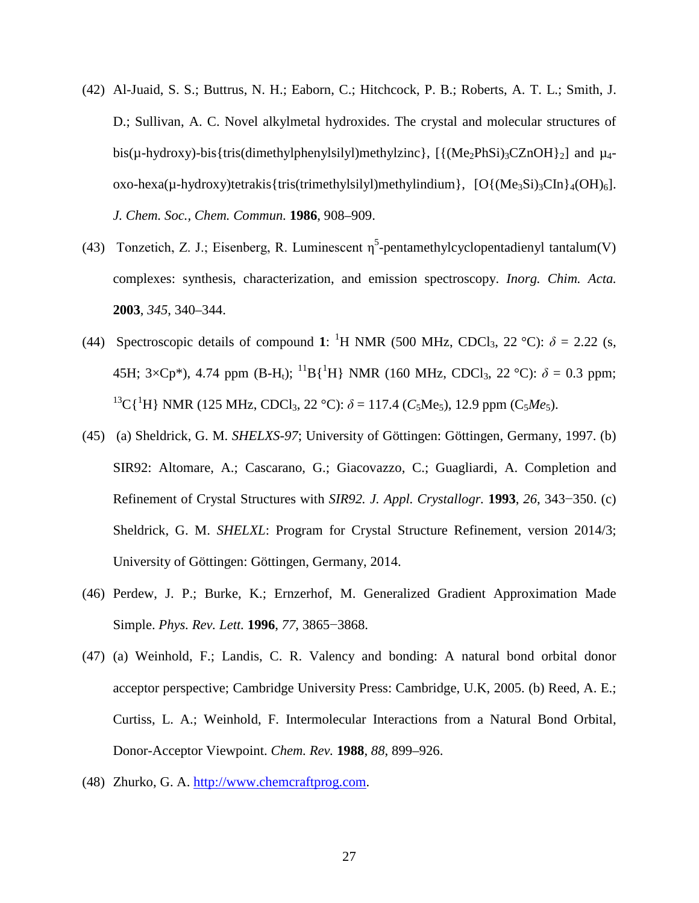(42) Al-Juaid, S. S.; Buttrus, N. H.; Eaborn, C.; Hitchcock, P. B.; Roberts, A. T. L.; Smith, J. D.; Sullivan, A. C. Novel alkylmetal hydroxides. The crystal and molecular structures of bis(μ-hydroxy)-bis{tris(dimethylphenylsilyl)methylzinc}, [{$(Me_2PhSi)_3CZnOH\}_2$] and $\mu_4$-oxo-hexa(μ-hydroxy)tetrakis{tris(trimethylsilyl)methylindium}, [O{$(Me_3Si)_3CIn\}_4(OH)_6$]. *J. Chem. Soc., Chem. Commun.* **1986**, 908–909.

(43) Tonzetich, Z. J.; Eisenberg, R. Luminescent $\eta^5$-pentamethylcyclopentadienyl tantalum(V) complexes: synthesis, characterization, and emission spectroscopy. *Inorg. Chim. Acta.* **2003**, *345*, 340–344.

(44) Spectroscopic details of compound **1**: $^1$H NMR (500 MHz, $CDCl_3$, 22 °C): $\delta$ = 2.22 (s, 45H; 3×Cp*), 4.74 ppm (B-H$_t$); $^{11}$B{$^1$H} NMR (160 MHz, $CDCl_3$, 22 °C): $\delta$ = 0.3 ppm; $^{13}$C{$^1$H} NMR (125 MHz, $CDCl_3$, 22 °C): $\delta$ = 117.4 ($C_5$Me$_5$), 12.9 ppm (C$_5$*Me*$_5$).

(45) (a) Sheldrick, G. M. *SHELXS-97*; University of Göttingen: Göttingen, Germany, 1997. (b) SIR92: Altomare, A.; Cascarano, G.; Giacovazzo, C.; Guagliardi, A. Completion and Refinement of Crystal Structures with *SIR92. J. Appl. Crystallogr.* **1993**, *26*, 343−350. (c) Sheldrick, G. M. *SHELXL*: Program for Crystal Structure Refinement, version 2014/3; University of Göttingen: Göttingen, Germany, 2014.

(46) Perdew, J. P.; Burke, K.; Ernzerhof, M. Generalized Gradient Approximation Made Simple. *Phys. Rev. Lett.* **1996**, *77*, 3865−3868.

(47) (a) Weinhold, F.; Landis, C. R. Valency and bonding: A natural bond orbital donor acceptor perspective; Cambridge University Press: Cambridge, U.K, 2005. (b) Reed, A. E.; Curtiss, L. A.; Weinhold, F. Intermolecular Interactions from a Natural Bond Orbital, Donor-Acceptor Viewpoint. *Chem. Rev.* **1988**, *88*, 899–926.

(48) Zhurko, G. A. http://www.chemcraftprog.com.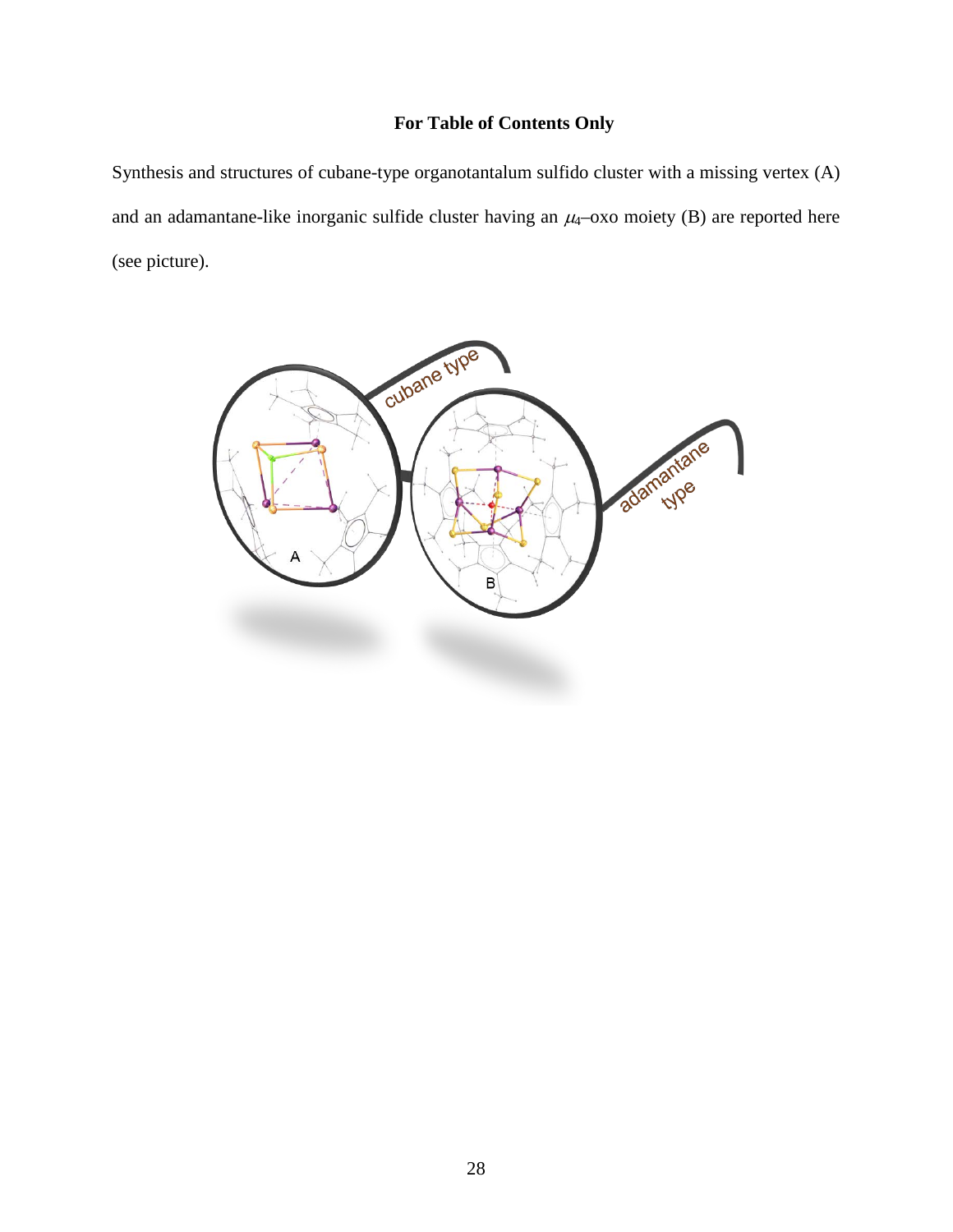**For Table of Contents Only**

Synthesis and structures of cubane-type organotantalum sulfido cluster with a missing vertex (A) and an adamantane-like inorganic sulfide cluster having an $\mu_4$–oxo moiety (B) are reported here (see picture).

cubane type

adamantane type

A

B